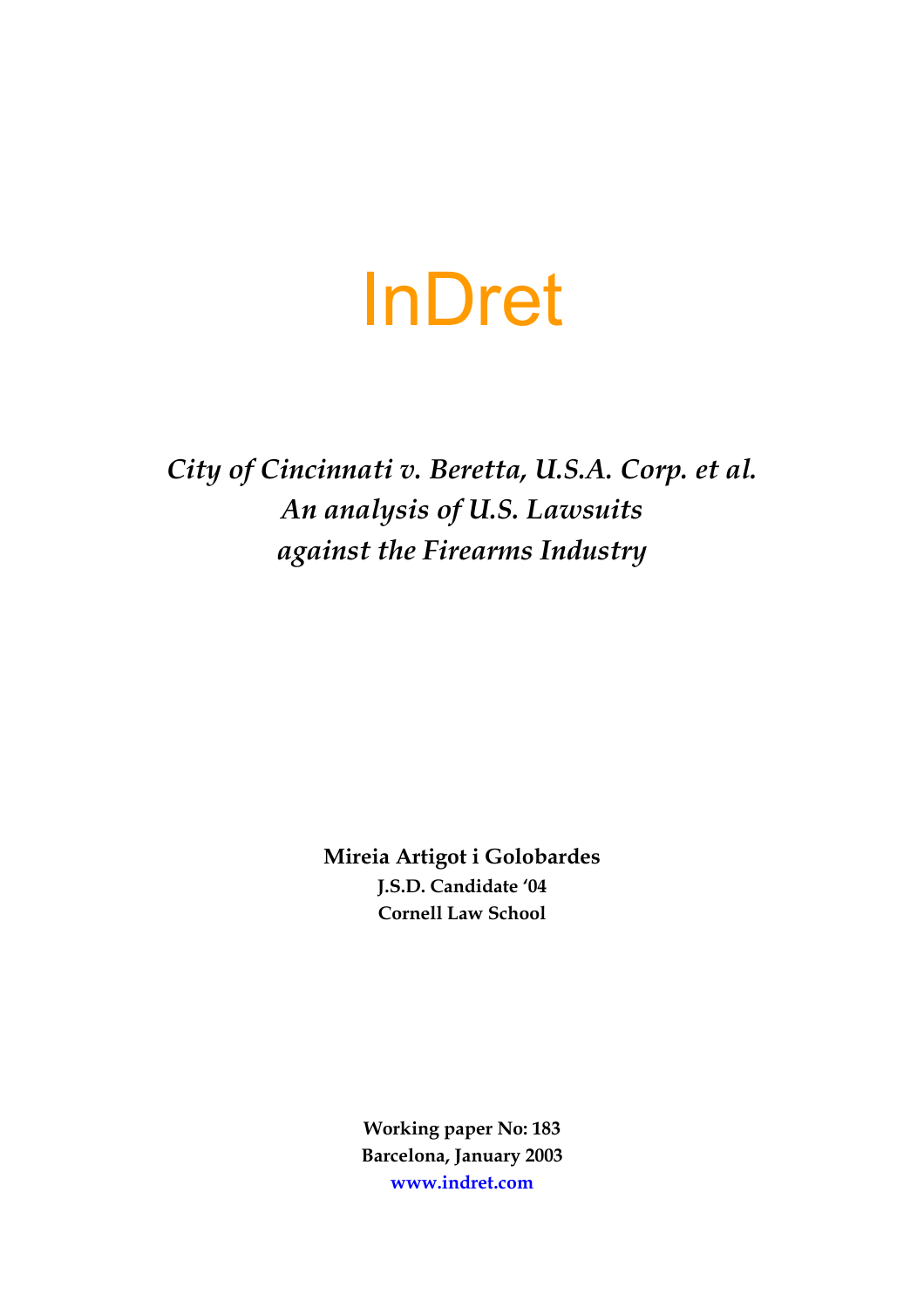# InDret

## *City of Cincinnati v. Beretta, U.S.A. Corp. et al. An analysis of U.S. Lawsuits against the Firearms Industry*

**Mireia Artigot i Golobardes**
**J.S.D. Candidate '04**
**Cornell Law School**

**Working paper No: 183**
**Barcelona, January 2003**
**www.indret.com**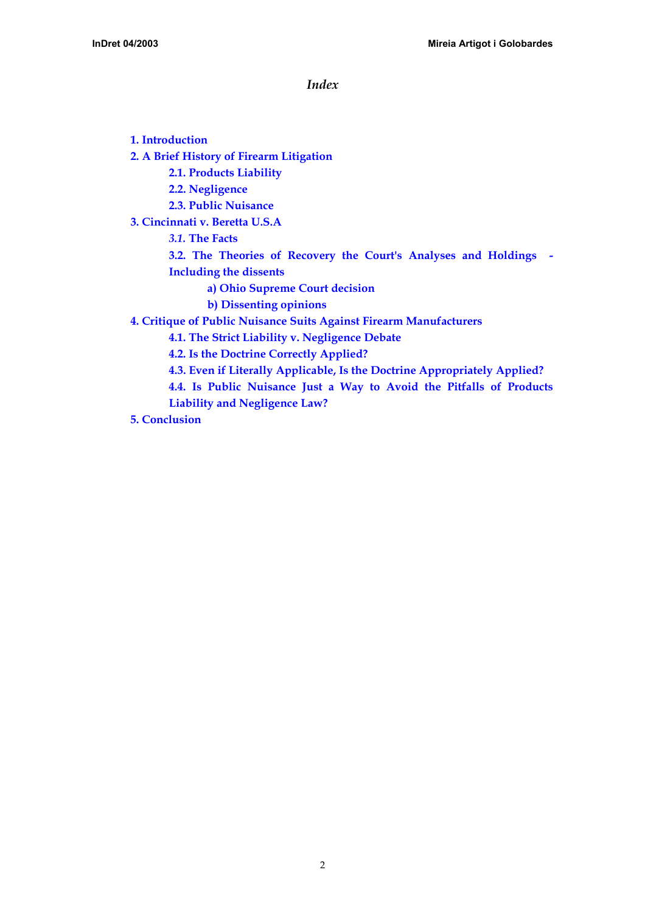*Index*

1. Introduction
2. A Brief History of Firearm Litigation
    - 2.1. Products Liability
    - 2.2. Negligence
    - 2.3. Public Nuisance
3. Cincinnati v. Beretta U.S.A
    - *3.1.* The Facts
    - 3.2. The Theories of Recovery the Court's Analyses and Holdings - Including the dissents
        - a) Ohio Supreme Court decision
        - b) Dissenting opinions
4. Critique of Public Nuisance Suits Against Firearm Manufacturers
    - 4.1. The Strict Liability v. Negligence Debate
    - 4.2. Is the Doctrine Correctly Applied?
    - 4.3. Even if Literally Applicable, Is the Doctrine Appropriately Applied?
    - 4.4. Is Public Nuisance Just a Way to Avoid the Pitfalls of Products Liability and Negligence Law?
5. Conclusion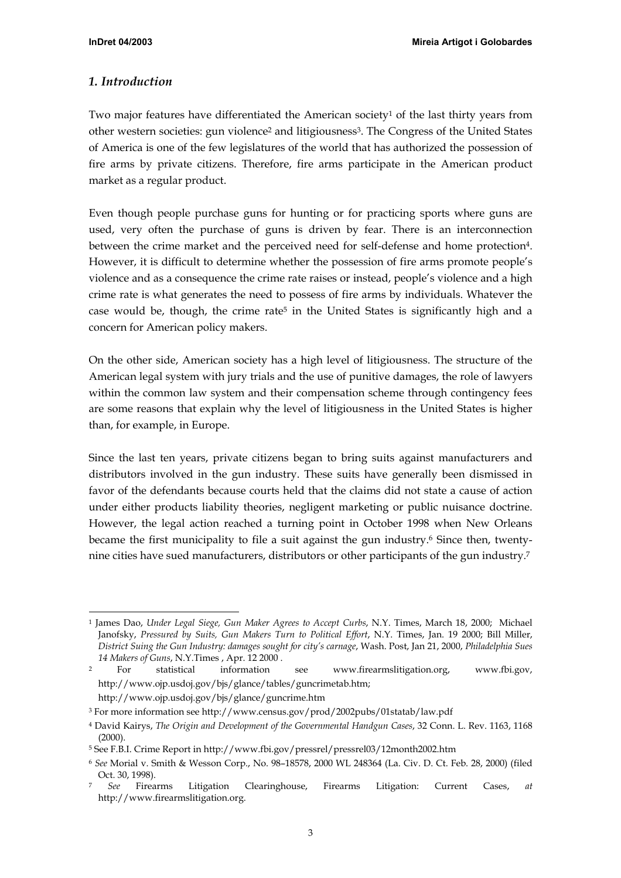### *1. Introduction*

Two major features have differentiated the American society[1] of the last thirty years from other western societies: gun violence[2] and litigiousness[3]. The Congress of the United States of America is one of the few legislatures of the world that has authorized the possession of fire arms by private citizens. Therefore, fire arms participate in the American product market as a regular product.

Even though people purchase guns for hunting or for practicing sports where guns are used, very often the purchase of guns is driven by fear. There is an interconnection between the crime market and the perceived need for self-defense and home protection[4]. However, it is difficult to determine whether the possession of fire arms promote people's violence and as a consequence the crime rate raises or instead, people's violence and a high crime rate is what generates the need to possess of fire arms by individuals. Whatever the case would be, though, the crime rate[5] in the United States is significantly high and a concern for American policy makers.

On the other side, American society has a high level of litigiousness. The structure of the American legal system with jury trials and the use of punitive damages, the role of lawyers within the common law system and their compensation scheme through contingency fees are some reasons that explain why the level of litigiousness in the United States is higher than, for example, in Europe.

Since the last ten years, private citizens began to bring suits against manufacturers and distributors involved in the gun industry. These suits have generally been dismissed in favor of the defendants because courts held that the claims did not state a cause of action under either products liability theories, negligent marketing or public nuisance doctrine. However, the legal action reached a turning point in October 1998 when New Orleans became the first municipality to file a suit against the gun industry.[6] Since then, twenty-nine cities have sued manufacturers, distributors or other participants of the gun industry.[7]

---

[1] James Dao, *Under Legal Siege, Gun Maker Agrees to Accept Curbs*, N.Y. Times, March 18, 2000; Michael Janofsky, *Pressured by Suits, Gun Makers Turn to Political Effort*, N.Y. Times, Jan. 19 2000; Bill Miller, *District Suing the Gun Industry: damages sought for city's carnage*, Wash. Post, Jan 21, 2000, *Philadelphia Sues 14 Makers of Guns*, N.Y.Times , Apr. 12 2000 .

[2] For statistical information see www.firearmslitigation.org, www.fbi.gov, http://www.ojp.usdoj.gov/bjs/glance/tables/guncrimetab.htm; http://www.ojp.usdoj.gov/bjs/glance/guncrime.htm

[3] For more information see http://www.census.gov/prod/2002pubs/01statab/law.pdf

[4] David Kairys, *The Origin and Development of the Governmental Handgun Cases*, 32 Conn. L. Rev. 1163, 1168 (2000).

[5] See F.B.I. Crime Report in http://www.fbi.gov/pressrel/pressrel03/12month2002.htm

[6] *See* Morial v. Smith & Wesson Corp., No. 98–18578, 2000 WL 248364 (La. Civ. D. Ct. Feb. 28, 2000) (filed Oct. 30, 1998).

[7] *See* Firearms Litigation Clearinghouse, Firearms Litigation: Current Cases, *at* http://www.firearmslitigation.org.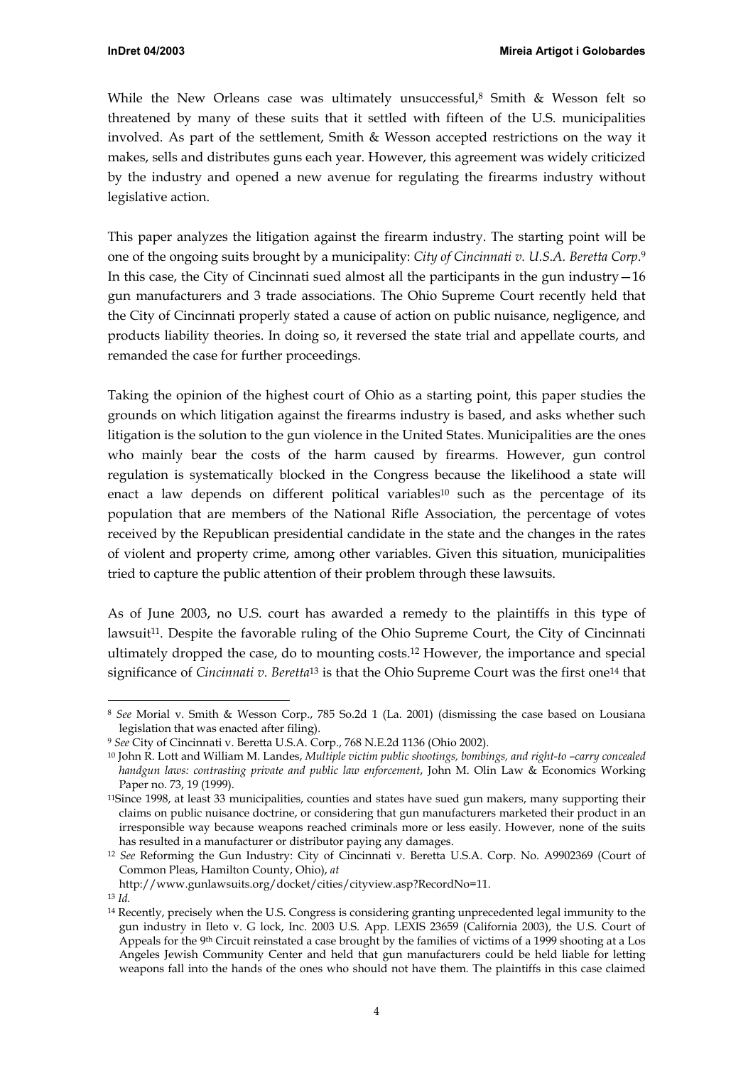While the New Orleans case was ultimately unsuccessful,[8] Smith & Wesson felt so threatened by many of these suits that it settled with fifteen of the U.S. municipalities involved. As part of the settlement, Smith & Wesson accepted restrictions on the way it makes, sells and distributes guns each year. However, this agreement was widely criticized by the industry and opened a new avenue for regulating the firearms industry without legislative action.

This paper analyzes the litigation against the firearm industry. The starting point will be one of the ongoing suits brought by a municipality: *City of Cincinnati v. U.S.A. Beretta Corp*.[9] In this case, the City of Cincinnati sued almost all the participants in the gun industry—16 gun manufacturers and 3 trade associations. The Ohio Supreme Court recently held that the City of Cincinnati properly stated a cause of action on public nuisance, negligence, and products liability theories. In doing so, it reversed the state trial and appellate courts, and remanded the case for further proceedings.

Taking the opinion of the highest court of Ohio as a starting point, this paper studies the grounds on which litigation against the firearms industry is based, and asks whether such litigation is the solution to the gun violence in the United States. Municipalities are the ones who mainly bear the costs of the harm caused by firearms. However, gun control regulation is systematically blocked in the Congress because the likelihood a state will enact a law depends on different political variables[10] such as the percentage of its population that are members of the National Rifle Association, the percentage of votes received by the Republican presidential candidate in the state and the changes in the rates of violent and property crime, among other variables. Given this situation, municipalities tried to capture the public attention of their problem through these lawsuits.

As of June 2003, no U.S. court has awarded a remedy to the plaintiffs in this type of lawsuit[11]. Despite the favorable ruling of the Ohio Supreme Court, the City of Cincinnati ultimately dropped the case, do to mounting costs.[12] However, the importance and special significance of *Cincinnati v. Beretta*[13] is that the Ohio Supreme Court was the first one[14] that

---

[8] *See* Morial v. Smith & Wesson Corp., 785 So.2d 1 (La. 2001) (dismissing the case based on Lousiana legislation that was enacted after filing).

[9] *See* City of Cincinnati v. Beretta U.S.A. Corp., 768 N.E.2d 1136 (Ohio 2002).

[10] John R. Lott and William M. Landes, *Multiple victim public shootings, bombings, and right-to –carry concealed handgun laws: contrasting private and public law enforcement*, John M. Olin Law & Economics Working Paper no. 73, 19 (1999).

[11] Since 1998, at least 33 municipalities, counties and states have sued gun makers, many supporting their claims on public nuisance doctrine, or considering that gun manufacturers marketed their product in an irresponsible way because weapons reached criminals more or less easily. However, none of the suits has resulted in a manufacturer or distributor paying any damages.

[12] *See* Reforming the Gun Industry: City of Cincinnati v. Beretta U.S.A. Corp. No. A9902369 (Court of Common Pleas, Hamilton County, Ohio), *at* http://www.gunlawsuits.org/docket/cities/cityview.asp?RecordNo=11.

[13] *Id.*

[14] Recently, precisely when the U.S. Congress is considering granting unprecedented legal immunity to the gun industry in Ileto v. G lock, Inc. 2003 U.S. App. LEXIS 23659 (California 2003), the U.S. Court of Appeals for the 9th Circuit reinstated a case brought by the families of victims of a 1999 shooting at a Los Angeles Jewish Community Center and held that gun manufacturers could be held liable for letting weapons fall into the hands of the ones who should not have them. The plaintiffs in this case claimed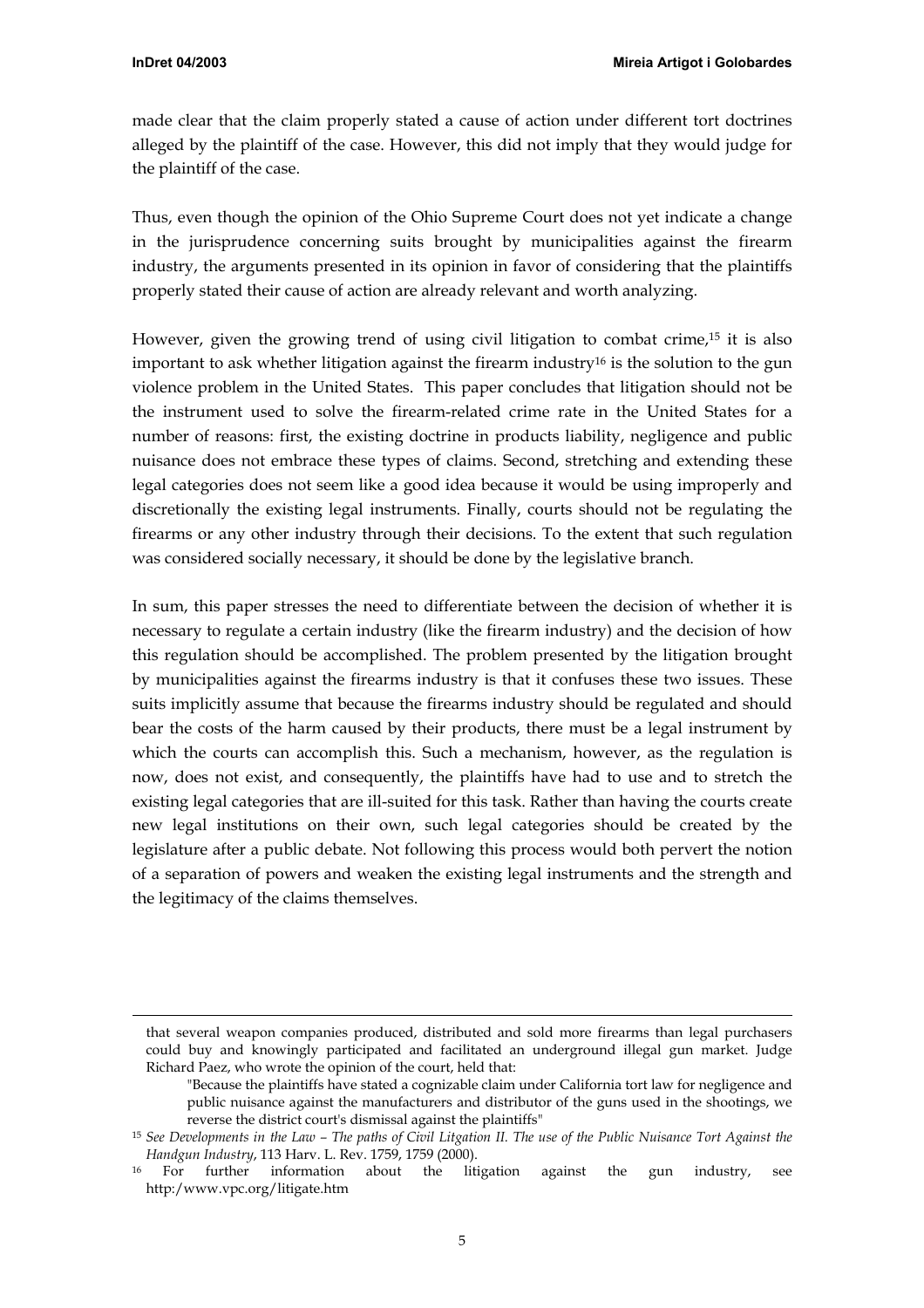made clear that the claim properly stated a cause of action under different tort doctrines alleged by the plaintiff of the case. However, this did not imply that they would judge for the plaintiff of the case.

Thus, even though the opinion of the Ohio Supreme Court does not yet indicate a change in the jurisprudence concerning suits brought by municipalities against the firearm industry, the arguments presented in its opinion in favor of considering that the plaintiffs properly stated their cause of action are already relevant and worth analyzing.

However, given the growing trend of using civil litigation to combat crime,[15] it is also important to ask whether litigation against the firearm industry[16] is the solution to the gun violence problem in the United States. This paper concludes that litigation should not be the instrument used to solve the firearm-related crime rate in the United States for a number of reasons: first, the existing doctrine in products liability, negligence and public nuisance does not embrace these types of claims. Second, stretching and extending these legal categories does not seem like a good idea because it would be using improperly and discretionally the existing legal instruments. Finally, courts should not be regulating the firearms or any other industry through their decisions. To the extent that such regulation was considered socially necessary, it should be done by the legislative branch.

In sum, this paper stresses the need to differentiate between the decision of whether it is necessary to regulate a certain industry (like the firearm industry) and the decision of how this regulation should be accomplished. The problem presented by the litigation brought by municipalities against the firearms industry is that it confuses these two issues. These suits implicitly assume that because the firearms industry should be regulated and should bear the costs of the harm caused by their products, there must be a legal instrument by which the courts can accomplish this. Such a mechanism, however, as the regulation is now, does not exist, and consequently, the plaintiffs have had to use and to stretch the existing legal categories that are ill-suited for this task. Rather than having the courts create new legal institutions on their own, such legal categories should be created by the legislature after a public debate. Not following this process would both pervert the notion of a separation of powers and weaken the existing legal instruments and the strength and the legitimacy of the claims themselves.

---

that several weapon companies produced, distributed and sold more firearms than legal purchasers could buy and knowingly participated and facilitated an underground illegal gun market. Judge Richard Paez, who wrote the opinion of the court, held that:

> "Because the plaintiffs have stated a cognizable claim under California tort law for negligence and public nuisance against the manufacturers and distributor of the guns used in the shootings, we reverse the district court's dismissal against the plaintiffs"

[15] *See Developments in the Law – The paths of Civil Litgation II. The use of the Public Nuisance Tort Against the Handgun Industry*, 113 Harv. L. Rev. 1759, 1759 (2000).

[16] For further information about the litigation against the gun industry, see http:/www.vpc.org/litigate.htm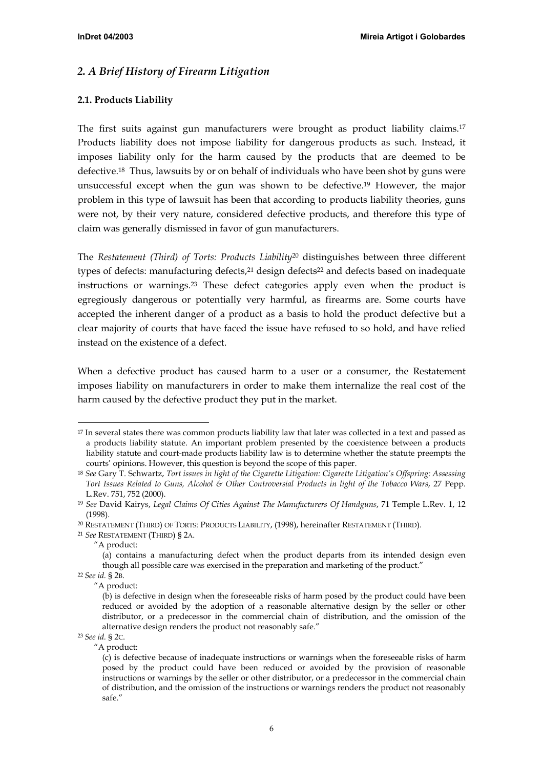## *2. A Brief History of Firearm Litigation*

### 2.1. Products Liability

The first suits against gun manufacturers were brought as product liability claims.[17] Products liability does not impose liability for dangerous products as such. Instead, it imposes liability only for the harm caused by the products that are deemed to be defective.[18] Thus, lawsuits by or on behalf of individuals who have been shot by guns were unsuccessful except when the gun was shown to be defective.[19] However, the major problem in this type of lawsuit has been that according to products liability theories, guns were not, by their very nature, considered defective products, and therefore this type of claim was generally dismissed in favor of gun manufacturers.

The *Restatement (Third) of Torts: Products Liability*[20] distinguishes between three different types of defects: manufacturing defects,[21] design defects[22] and defects based on inadequate instructions or warnings.[23] These defect categories apply even when the product is egregiously dangerous or potentially very harmful, as firearms are. Some courts have accepted the inherent danger of a product as a basis to hold the product defective but a clear majority of courts that have faced the issue have refused to so hold, and have relied instead on the existence of a defect.

When a defective product has caused harm to a user or a consumer, the Restatement imposes liability on manufacturers in order to make them internalize the real cost of the harm caused by the defective product they put in the market.

---

[17] In several states there was common products liability law that later was collected in a text and passed as a products liability statute. An important problem presented by the coexistence between a products liability statute and court-made products liability law is to determine whether the statute preempts the courts' opinions. However, this question is beyond the scope of this paper.

[18] *See* Gary T. Schwartz, *Tort issues in light of the Cigarette Litigation: Cigarette Litigation's Offspring: Assessing Tort Issues Related to Guns, Alcohol & Other Controversial Products in light of the Tobacco Wars*, 27 Pepp. L.Rev. 751, 752 (2000).

[19] *See* David Kairys, *Legal Claims Of Cities Against The Manufacturers Of Handguns*, 71 Temple L.Rev. 1, 12 (1998).

[20] RESTATEMENT (THIRD) OF TORTS: PRODUCTS LIABILITY, (1998), hereinafter RESTATEMENT (THIRD).

[21] *See* RESTATEMENT (THIRD) § 2A.

"A product:

(a) contains a manufacturing defect when the product departs from its intended design even though all possible care was exercised in the preparation and marketing of the product."

[22] *See id.* § 2B.

"A product:

(b) is defective in design when the foreseeable risks of harm posed by the product could have been reduced or avoided by the adoption of a reasonable alternative design by the seller or other distributor, or a predecessor in the commercial chain of distribution, and the omission of the alternative design renders the product not reasonably safe."

[23] *See id.* § 2C.

"A product:

(c) is defective because of inadequate instructions or warnings when the foreseeable risks of harm posed by the product could have been reduced or avoided by the provision of reasonable instructions or warnings by the seller or other distributor, or a predecessor in the commercial chain of distribution, and the omission of the instructions or warnings renders the product not reasonably safe."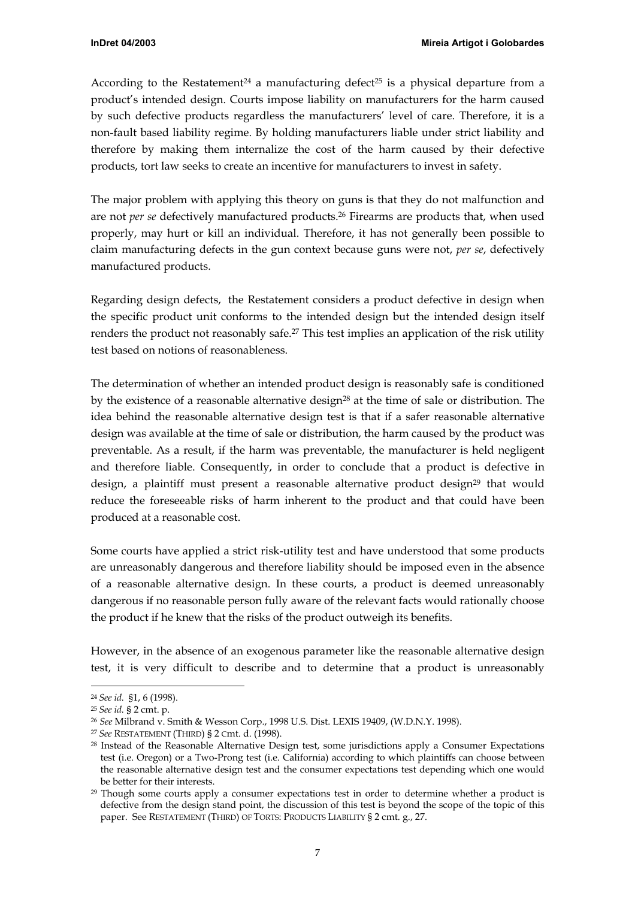According to the Restatement[24] a manufacturing defect[25] is a physical departure from a product's intended design. Courts impose liability on manufacturers for the harm caused by such defective products regardless the manufacturers' level of care. Therefore, it is a non-fault based liability regime. By holding manufacturers liable under strict liability and therefore by making them internalize the cost of the harm caused by their defective products, tort law seeks to create an incentive for manufacturers to invest in safety.

The major problem with applying this theory on guns is that they do not malfunction and are not *per se* defectively manufactured products.[26] Firearms are products that, when used properly, may hurt or kill an individual. Therefore, it has not generally been possible to claim manufacturing defects in the gun context because guns were not, *per se*, defectively manufactured products.

Regarding design defects, the Restatement considers a product defective in design when the specific product unit conforms to the intended design but the intended design itself renders the product not reasonably safe.[27] This test implies an application of the risk utility test based on notions of reasonableness.

The determination of whether an intended product design is reasonably safe is conditioned by the existence of a reasonable alternative design[28] at the time of sale or distribution. The idea behind the reasonable alternative design test is that if a safer reasonable alternative design was available at the time of sale or distribution, the harm caused by the product was preventable. As a result, if the harm was preventable, the manufacturer is held negligent and therefore liable. Consequently, in order to conclude that a product is defective in design, a plaintiff must present a reasonable alternative product design[29] that would reduce the foreseeable risks of harm inherent to the product and that could have been produced at a reasonable cost.

Some courts have applied a strict risk-utility test and have understood that some products are unreasonably dangerous and therefore liability should be imposed even in the absence of a reasonable alternative design. In these courts, a product is deemed unreasonably dangerous if no reasonable person fully aware of the relevant facts would rationally choose the product if he knew that the risks of the product outweigh its benefits.

However, in the absence of an exogenous parameter like the reasonable alternative design test, it is very difficult to describe and to determine that a product is unreasonably

---

[24] *See id.* §1, 6 (1998).

[25] *See id.* § 2 cmt. p.

[26] *See* Milbrand v. Smith & Wesson Corp., 1998 U.S. Dist. LEXIS 19409, (W.D.N.Y. 1998).

[27] *See* RESTATEMENT (THIRD) § 2 cmt. d. (1998).

[28] Instead of the Reasonable Alternative Design test, some jurisdictions apply a Consumer Expectations test (i.e. Oregon) or a Two-Prong test (i.e. California) according to which plaintiffs can choose between the reasonable alternative design test and the consumer expectations test depending which one would be better for their interests.

[29] Though some courts apply a consumer expectations test in order to determine whether a product is defective from the design stand point, the discussion of this test is beyond the scope of the topic of this paper. See RESTATEMENT (THIRD) OF TORTS: PRODUCTS LIABILITY § 2 cmt. g., 27.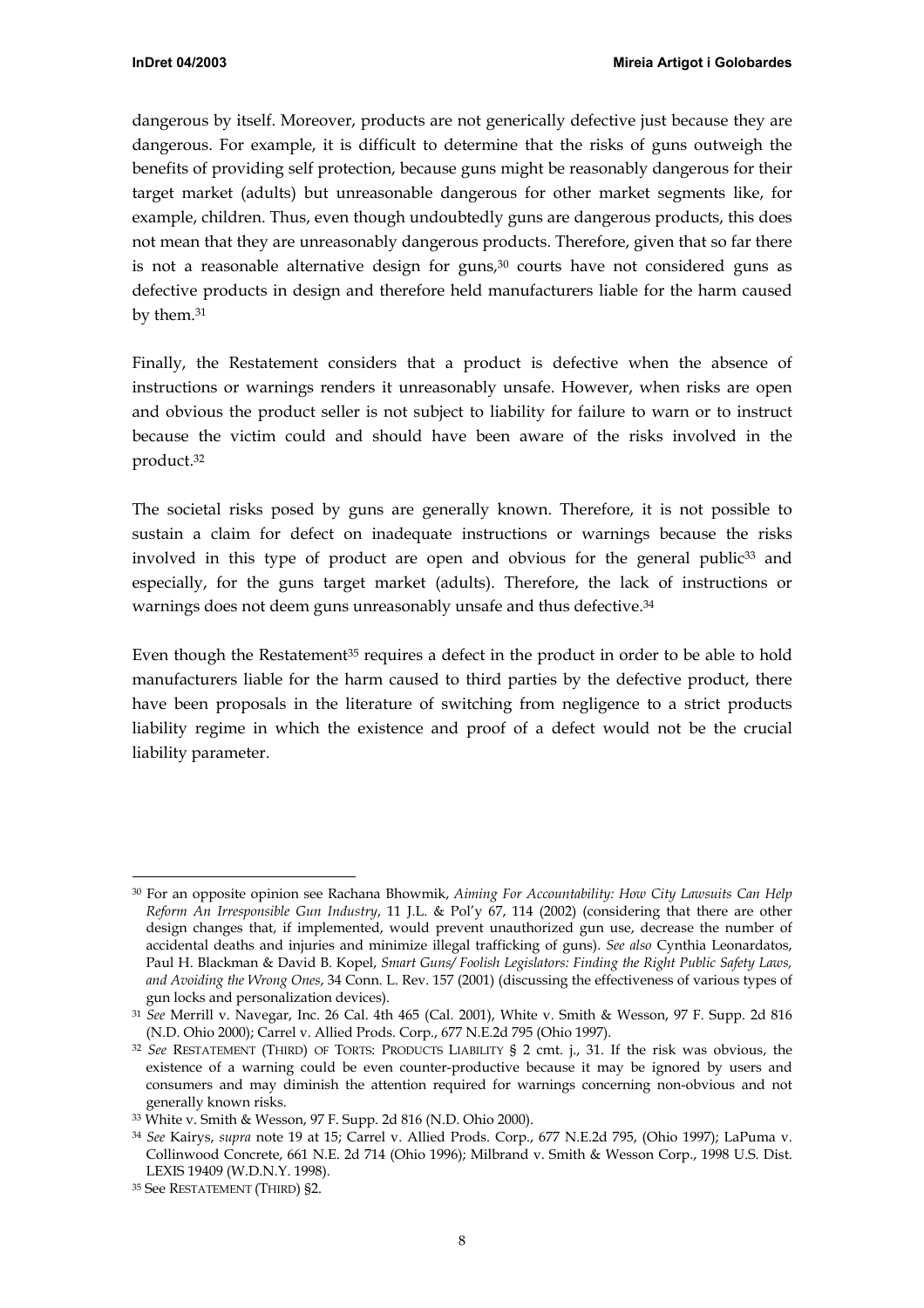dangerous by itself. Moreover, products are not generically defective just because they are dangerous. For example, it is difficult to determine that the risks of guns outweigh the benefits of providing self protection, because guns might be reasonably dangerous for their target market (adults) but unreasonable dangerous for other market segments like, for example, children. Thus, even though undoubtedly guns are dangerous products, this does not mean that they are unreasonably dangerous products. Therefore, given that so far there is not a reasonable alternative design for guns,[30] courts have not considered guns as defective products in design and therefore held manufacturers liable for the harm caused by them.[31]

Finally, the Restatement considers that a product is defective when the absence of instructions or warnings renders it unreasonably unsafe. However, when risks are open and obvious the product seller is not subject to liability for failure to warn or to instruct because the victim could and should have been aware of the risks involved in the product.[32]

The societal risks posed by guns are generally known. Therefore, it is not possible to sustain a claim for defect on inadequate instructions or warnings because the risks involved in this type of product are open and obvious for the general public[33] and especially, for the guns target market (adults). Therefore, the lack of instructions or warnings does not deem guns unreasonably unsafe and thus defective.[34]

Even though the Restatement[35] requires a defect in the product in order to be able to hold manufacturers liable for the harm caused to third parties by the defective product, there have been proposals in the literature of switching from negligence to a strict products liability regime in which the existence and proof of a defect would not be the crucial liability parameter.

---

[30] For an opposite opinion see Rachana Bhowmik, *Aiming For Accountability: How City Lawsuits Can Help Reform An Irresponsible Gun Industry*, 11 J.L. & Pol'y 67, 114 (2002) (considering that there are other design changes that, if implemented, would prevent unauthorized gun use, decrease the number of accidental deaths and injuries and minimize illegal trafficking of guns). *See also* Cynthia Leonardatos, Paul H. Blackman & David B. Kopel, *Smart Guns/Foolish Legislators: Finding the Right Public Safety Laws, and Avoiding the Wrong Ones*, 34 Conn. L. Rev. 157 (2001) (discussing the effectiveness of various types of gun locks and personalization devices).

[31] *See* Merrill v. Navegar, Inc. 26 Cal. 4th 465 (Cal. 2001), White v. Smith & Wesson, 97 F. Supp. 2d 816 (N.D. Ohio 2000); Carrel v. Allied Prods. Corp., 677 N.E.2d 795 (Ohio 1997).

[32] *See* RESTATEMENT (THIRD) OF TORTS: PRODUCTS LIABILITY § 2 cmt. j., 31. If the risk was obvious, the existence of a warning could be even counter-productive because it may be ignored by users and consumers and may diminish the attention required for warnings concerning non-obvious and not generally known risks.

[33] White v. Smith & Wesson, 97 F. Supp. 2d 816 (N.D. Ohio 2000).

[34] *See* Kairys, *supra* note 19 at 15; Carrel v. Allied Prods. Corp., 677 N.E.2d 795, (Ohio 1997); LaPuma v. Collinwood Concrete, 661 N.E. 2d 714 (Ohio 1996); Milbrand v. Smith & Wesson Corp., 1998 U.S. Dist. LEXIS 19409 (W.D.N.Y. 1998).

[35] See RESTATEMENT (THIRD) §2.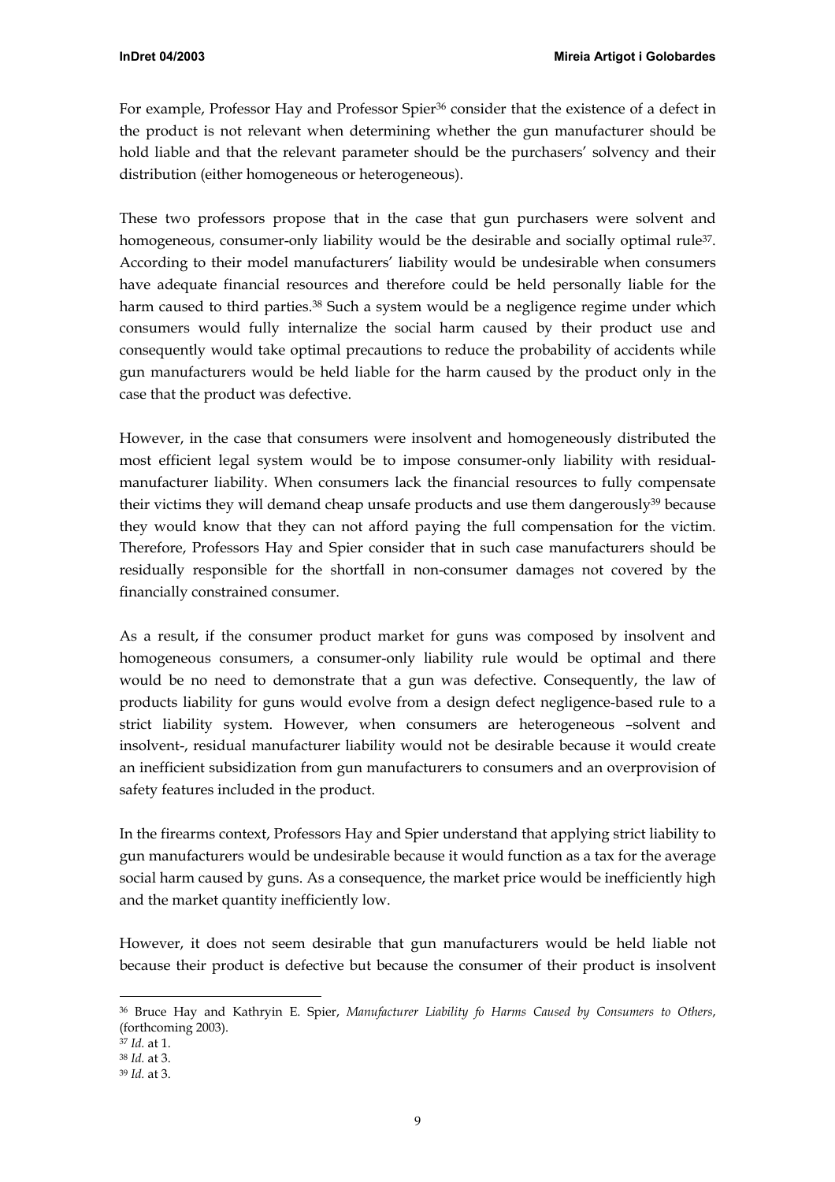For example, Professor Hay and Professor Spier[36] consider that the existence of a defect in the product is not relevant when determining whether the gun manufacturer should be hold liable and that the relevant parameter should be the purchasers' solvency and their distribution (either homogeneous or heterogeneous).

These two professors propose that in the case that gun purchasers were solvent and homogeneous, consumer-only liability would be the desirable and socially optimal rule[37]. According to their model manufacturers' liability would be undesirable when consumers have adequate financial resources and therefore could be held personally liable for the harm caused to third parties.[38] Such a system would be a negligence regime under which consumers would fully internalize the social harm caused by their product use and consequently would take optimal precautions to reduce the probability of accidents while gun manufacturers would be held liable for the harm caused by the product only in the case that the product was defective.

However, in the case that consumers were insolvent and homogeneously distributed the most efficient legal system would be to impose consumer-only liability with residual-manufacturer liability. When consumers lack the financial resources to fully compensate their victims they will demand cheap unsafe products and use them dangerously[39] because they would know that they can not afford paying the full compensation for the victim. Therefore, Professors Hay and Spier consider that in such case manufacturers should be residually responsible for the shortfall in non-consumer damages not covered by the financially constrained consumer.

As a result, if the consumer product market for guns was composed by insolvent and homogeneous consumers, a consumer-only liability rule would be optimal and there would be no need to demonstrate that a gun was defective. Consequently, the law of products liability for guns would evolve from a design defect negligence-based rule to a strict liability system. However, when consumers are heterogeneous –solvent and insolvent-, residual manufacturer liability would not be desirable because it would create an inefficient subsidization from gun manufacturers to consumers and an overprovision of safety features included in the product.

In the firearms context, Professors Hay and Spier understand that applying strict liability to gun manufacturers would be undesirable because it would function as a tax for the average social harm caused by guns. As a consequence, the market price would be inefficiently high and the market quantity inefficiently low.

However, it does not seem desirable that gun manufacturers would be held liable not because their product is defective but because the consumer of their product is insolvent

---

[36] Bruce Hay and Kathryin E. Spier, *Manufacturer Liability fo Harms Caused by Consumers to Others*, (forthcoming 2003).

[37] *Id.* at 1.

[38] *Id.* at 3.

[39] *Id.* at 3.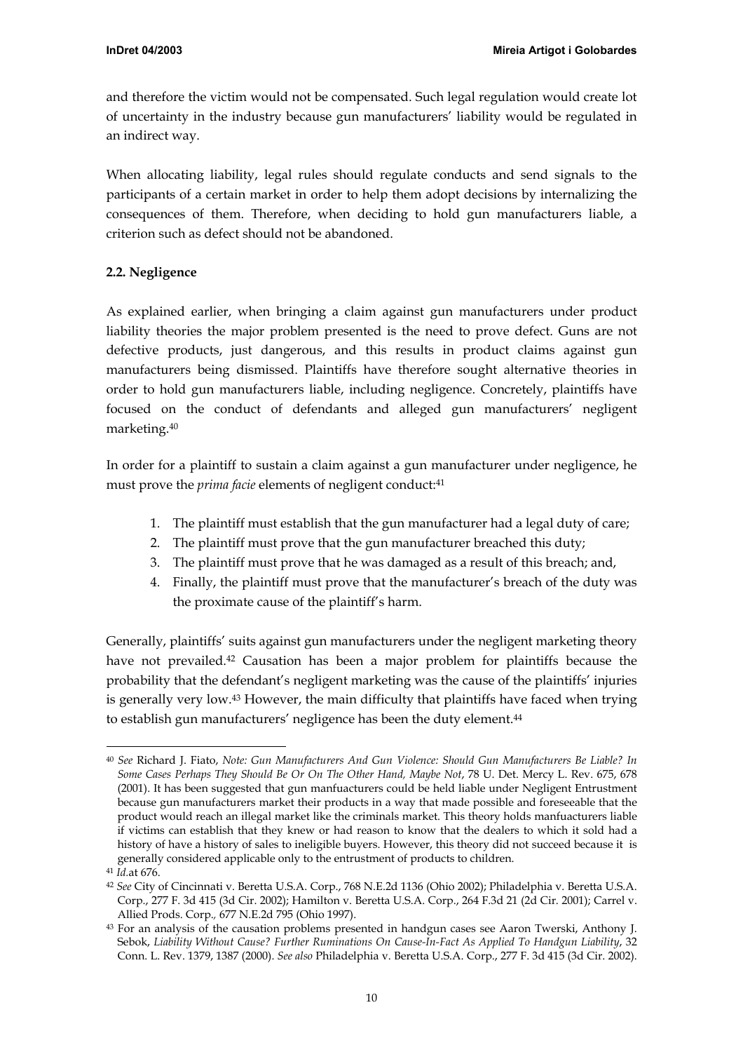and therefore the victim would not be compensated. Such legal regulation would create lot of uncertainty in the industry because gun manufacturers' liability would be regulated in an indirect way.

When allocating liability, legal rules should regulate conducts and send signals to the participants of a certain market in order to help them adopt decisions by internalizing the consequences of them. Therefore, when deciding to hold gun manufacturers liable, a criterion such as defect should not be abandoned.

### 2.2. Negligence

As explained earlier, when bringing a claim against gun manufacturers under product liability theories the major problem presented is the need to prove defect. Guns are not defective products, just dangerous, and this results in product claims against gun manufacturers being dismissed. Plaintiffs have therefore sought alternative theories in order to hold gun manufacturers liable, including negligence. Concretely, plaintiffs have focused on the conduct of defendants and alleged gun manufacturers' negligent marketing.[40]

In order for a plaintiff to sustain a claim against a gun manufacturer under negligence, he must prove the *prima facie* elements of negligent conduct:[41]

1. The plaintiff must establish that the gun manufacturer had a legal duty of care;
2. The plaintiff must prove that the gun manufacturer breached this duty;
3. The plaintiff must prove that he was damaged as a result of this breach; and,
4. Finally, the plaintiff must prove that the manufacturer's breach of the duty was the proximate cause of the plaintiff's harm.

Generally, plaintiffs' suits against gun manufacturers under the negligent marketing theory have not prevailed.[42] Causation has been a major problem for plaintiffs because the probability that the defendant's negligent marketing was the cause of the plaintiffs' injuries is generally very low.[43] However, the main difficulty that plaintiffs have faced when trying to establish gun manufacturers' negligence has been the duty element.[44]

---

[40] *See* Richard J. Fiato, *Note: Gun Manufacturers And Gun Violence: Should Gun Manufacturers Be Liable? In Some Cases Perhaps They Should Be Or On The Other Hand, Maybe Not*, 78 U. Det. Mercy L. Rev. 675, 678 (2001). It has been suggested that gun manfuacturers could be held liable under Negligent Entrustment because gun manufacturers market their products in a way that made possible and foreseeable that the product would reach an illegal market like the criminals market. This theory holds manfuacturers liable if victims can establish that they knew or had reason to know that the dealers to which it sold had a history of have a history of sales to ineligible buyers. However, this theory did not succeed because it is generally considered applicable only to the entrustment of products to children.

[41] *Id.*at 676.

[42] *See* City of Cincinnati v. Beretta U.S.A. Corp., 768 N.E.2d 1136 (Ohio 2002); Philadelphia v. Beretta U.S.A. Corp., 277 F. 3d 415 (3d Cir. 2002); Hamilton v. Beretta U.S.A. Corp., 264 F.3d 21 (2d Cir. 2001); Carrel v. Allied Prods. Corp., 677 N.E.2d 795 (Ohio 1997).

[43] For an analysis of the causation problems presented in handgun cases see Aaron Twerski, Anthony J. Sebok, *Liability Without Cause? Further Ruminations On Cause-In-Fact As Applied To Handgun Liability*, 32 Conn. L. Rev. 1379, 1387 (2000). *See also* Philadelphia v. Beretta U.S.A. Corp., 277 F. 3d 415 (3d Cir. 2002).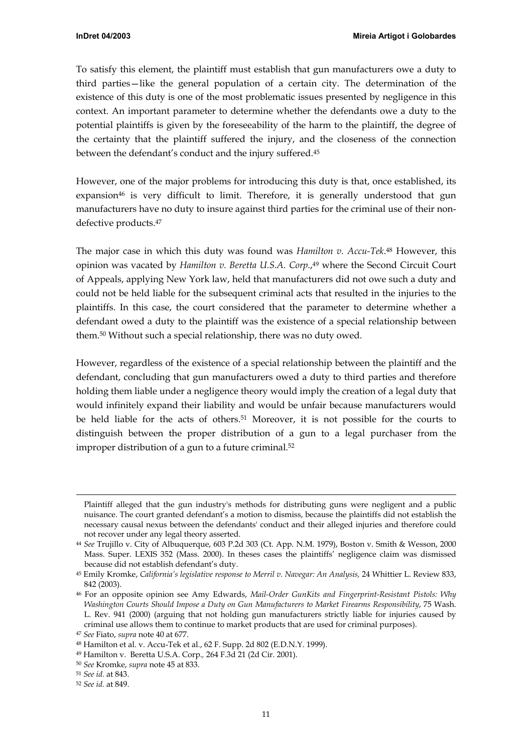To satisfy this element, the plaintiff must establish that gun manufacturers owe a duty to third parties—like the general population of a certain city. The determination of the existence of this duty is one of the most problematic issues presented by negligence in this context. An important parameter to determine whether the defendants owe a duty to the potential plaintiffs is given by the foreseeability of the harm to the plaintiff, the degree of the certainty that the plaintiff suffered the injury, and the closeness of the connection between the defendant's conduct and the injury suffered.[45]

However, one of the major problems for introducing this duty is that, once established, its expansion[46] is very difficult to limit. Therefore, it is generally understood that gun manufacturers have no duty to insure against third parties for the criminal use of their non-defective products.[47]

The major case in which this duty was found was *Hamilton v. Accu-Tek*.[48] However, this opinion was vacated by *Hamilton v. Beretta U.S.A. Corp.*,[49] where the Second Circuit Court of Appeals, applying New York law, held that manufacturers did not owe such a duty and could not be held liable for the subsequent criminal acts that resulted in the injuries to the plaintiffs. In this case, the court considered that the parameter to determine whether a defendant owed a duty to the plaintiff was the existence of a special relationship between them.[50] Without such a special relationship, there was no duty owed.

However, regardless of the existence of a special relationship between the plaintiff and the defendant, concluding that gun manufacturers owed a duty to third parties and therefore holding them liable under a negligence theory would imply the creation of a legal duty that would infinitely expand their liability and would be unfair because manufacturers would be held liable for the acts of others.[51] Moreover, it is not possible for the courts to distinguish between the proper distribution of a gun to a legal purchaser from the improper distribution of a gun to a future criminal.[52]

---

Plaintiff alleged that the gun industry's methods for distributing guns were negligent and a public nuisance. The court granted defendant's a motion to dismiss, because the plaintiffs did not establish the necessary causal nexus between the defendants' conduct and their alleged injuries and therefore could not recover under any legal theory asserted.

[44] *See* Trujillo v. City of Albuquerque, 603 P.2d 303 (Ct. App. N.M. 1979), Boston v. Smith & Wesson, 2000 Mass. Super. LEXIS 352 (Mass. 2000). In theses cases the plaintiffs' negligence claim was dismissed because did not establish defendant's duty.

[45] Emily Kromke, *California's legislative response to Merril v. Navegar: An Analysis,* 24 Whittier L. Review 833, 842 (2003).

[46] For an opposite opinion see Amy Edwards, *Mail-Order GunKits and Fingerprint-Resistant Pistols: Why Washington Courts Should Impose a Duty on Gun Manufacturers to Market Firearms Responsibility*, 75 Wash. L. Rev. 941 (2000) (arguing that not holding gun manufacturers strictly liable for injuries caused by criminal use allows them to continue to market products that are used for criminal purposes).

[47] *See* Fiato, *supra* note 40 at 677.

[48] Hamilton et al. v. Accu-Tek et al., 62 F. Supp. 2d 802 (E.D.N.Y. 1999).

[49] Hamilton v. Beretta U.S.A. Corp., 264 F.3d 21 (2d Cir. 2001).

[50] *See* Kromke, *supra* note 45 at 833.

[51] *See id.* at 843.

[52] *See id.* at 849.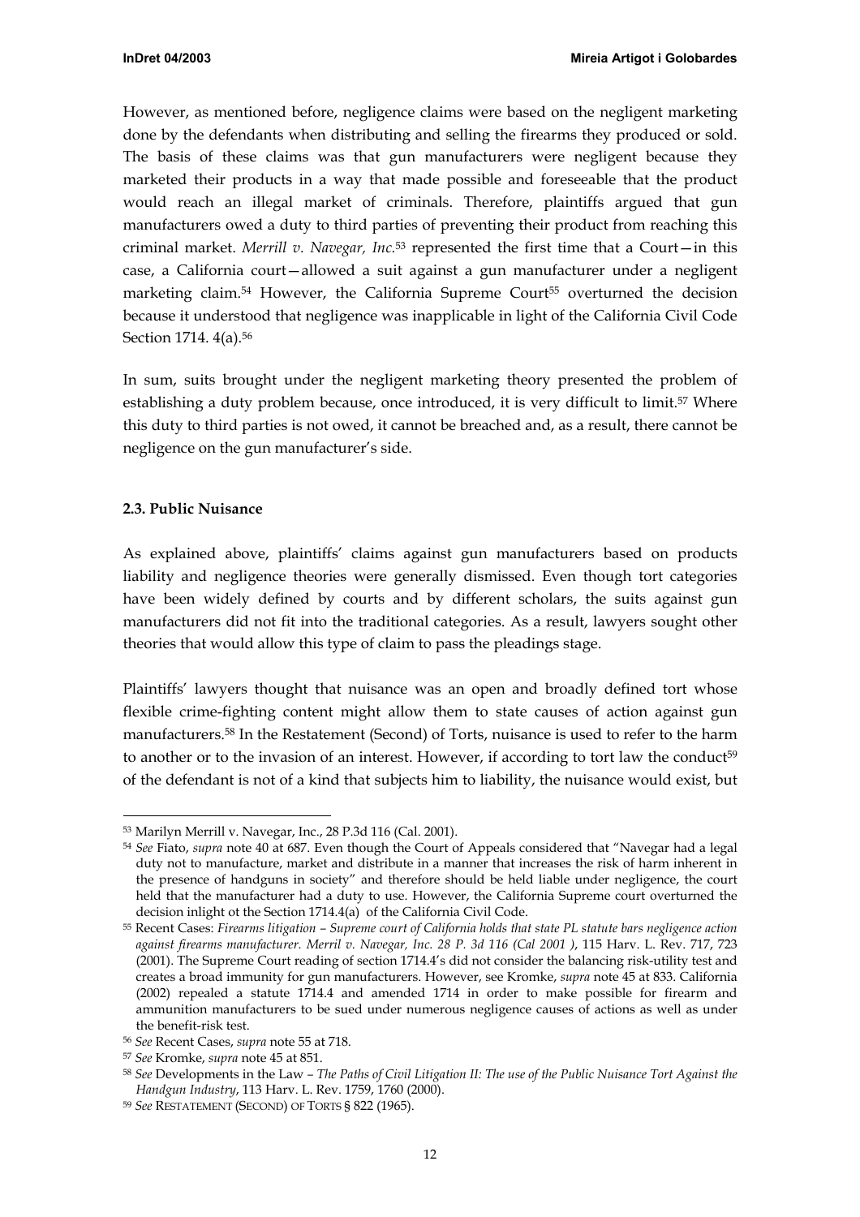However, as mentioned before, negligence claims were based on the negligent marketing done by the defendants when distributing and selling the firearms they produced or sold. The basis of these claims was that gun manufacturers were negligent because they marketed their products in a way that made possible and foreseeable that the product would reach an illegal market of criminals. Therefore, plaintiffs argued that gun manufacturers owed a duty to third parties of preventing their product from reaching this criminal market. *Merrill v. Navegar, Inc.*[53] represented the first time that a Court—in this case, a California court—allowed a suit against a gun manufacturer under a negligent marketing claim.[54] However, the California Supreme Court[55] overturned the decision because it understood that negligence was inapplicable in light of the California Civil Code Section 1714. 4(a).[56]

In sum, suits brought under the negligent marketing theory presented the problem of establishing a duty problem because, once introduced, it is very difficult to limit.[57] Where this duty to third parties is not owed, it cannot be breached and, as a result, there cannot be negligence on the gun manufacturer's side.

### 2.3. Public Nuisance

As explained above, plaintiffs' claims against gun manufacturers based on products liability and negligence theories were generally dismissed. Even though tort categories have been widely defined by courts and by different scholars, the suits against gun manufacturers did not fit into the traditional categories. As a result, lawyers sought other theories that would allow this type of claim to pass the pleadings stage.

Plaintiffs' lawyers thought that nuisance was an open and broadly defined tort whose flexible crime-fighting content might allow them to state causes of action against gun manufacturers.[58] In the Restatement (Second) of Torts, nuisance is used to refer to the harm to another or to the invasion of an interest. However, if according to tort law the conduct[59] of the defendant is not of a kind that subjects him to liability, the nuisance would exist, but

---

[53] Marilyn Merrill v. Navegar, Inc., 28 P.3d 116 (Cal. 2001).

[54] *See* Fiato, *supra* note 40 at 687. Even though the Court of Appeals considered that "Navegar had a legal duty not to manufacture, market and distribute in a manner that increases the risk of harm inherent in the presence of handguns in society" and therefore should be held liable under negligence, the court held that the manufacturer had a duty to use. However, the California Supreme court overturned the decision inlight ot the Section 1714.4(a) of the California Civil Code.

[55] Recent Cases: *Firearms litigation – Supreme court of California holds that state PL statute bars negligence action against firearms manufacturer. Merril v. Navegar, Inc. 28 P. 3d 116 (Cal 2001 )*, 115 Harv. L. Rev. 717, 723 (2001). The Supreme Court reading of section 1714.4's did not consider the balancing risk-utility test and creates a broad immunity for gun manufacturers. However, see Kromke, *supra* note 45 at 833. California (2002) repealed a statute 1714.4 and amended 1714 in order to make possible for firearm and ammunition manufacturers to be sued under numerous negligence causes of actions as well as under the benefit-risk test.

[56] *See* Recent Cases, *supra* note 55 at 718.

[57] *See* Kromke, *supra* note 45 at 851.

[58] *See* Developments in the Law – *The Paths of Civil Litigation II: The use of the Public Nuisance Tort Against the Handgun Industry*, 113 Harv. L. Rev. 1759, 1760 (2000).

[59] *See* RESTATEMENT (SECOND) OF TORTS § 822 (1965).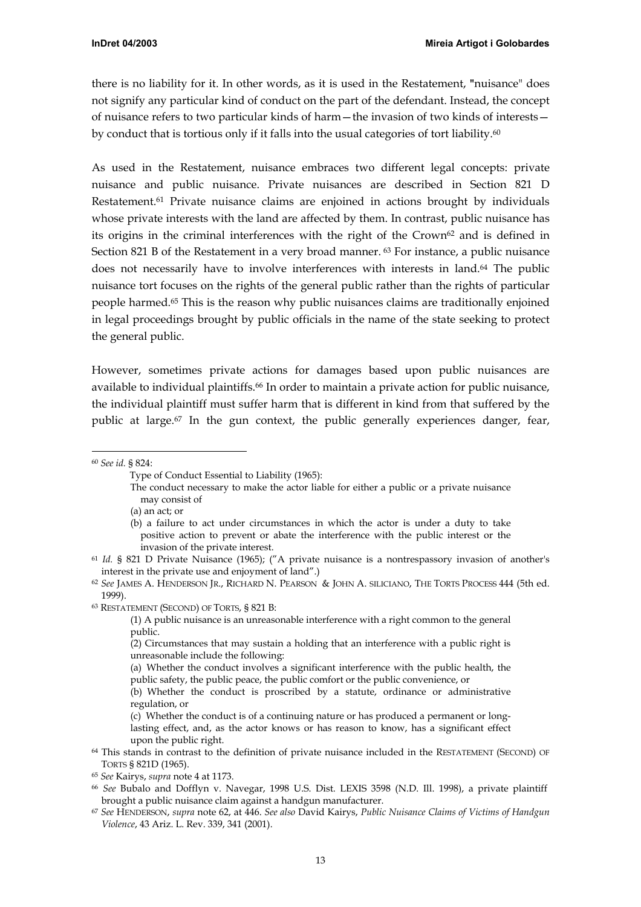there is no liability for it. In other words, as it is used in the Restatement, "nuisance" does not signify any particular kind of conduct on the part of the defendant. Instead, the concept of nuisance refers to two particular kinds of harm—the invasion of two kinds of interests—by conduct that is tortious only if it falls into the usual categories of tort liability.[60]

As used in the Restatement, nuisance embraces two different legal concepts: private nuisance and public nuisance. Private nuisances are described in Section 821 D Restatement.[61] Private nuisance claims are enjoined in actions brought by individuals whose private interests with the land are affected by them. In contrast, public nuisance has its origins in the criminal interferences with the right of the Crown[62] and is defined in Section 821 B of the Restatement in a very broad manner. [63] For instance, a public nuisance does not necessarily have to involve interferences with interests in land.[64] The public nuisance tort focuses on the rights of the general public rather than the rights of particular people harmed.[65] This is the reason why public nuisances claims are traditionally enjoined in legal proceedings brought by public officials in the name of the state seeking to protect the general public.

However, sometimes private actions for damages based upon public nuisances are available to individual plaintiffs.[66] In order to maintain a private action for public nuisance, the individual plaintiff must suffer harm that is different in kind from that suffered by the public at large.[67] In the gun context, the public generally experiences danger, fear,

---

[60] *See id.* § 824:

> Type of Conduct Essential to Liability (1965):
>
> The conduct necessary to make the actor liable for either a public or a private nuisance may consist of
>
> (a) an act; or
>
> (b) a failure to act under circumstances in which the actor is under a duty to take positive action to prevent or abate the interference with the public interest or the invasion of the private interest.

[61] *Id.* § 821 D Private Nuisance (1965); ("A private nuisance is a nontrespassory invasion of another's interest in the private use and enjoyment of land".)

[62] *See* JAMES A. HENDERSON JR., RICHARD N. PEARSON & JOHN A. SILICIANO, THE TORTS PROCESS 444 (5th ed. 1999).

[63] RESTATEMENT (SECOND) OF TORTS, § 821 B:

> (1) A public nuisance is an unreasonable interference with a right common to the general public.
>
> (2) Circumstances that may sustain a holding that an interference with a public right is unreasonable include the following:
>
> (a) Whether the conduct involves a significant interference with the public health, the public safety, the public peace, the public comfort or the public convenience, or
>
> (b) Whether the conduct is proscribed by a statute, ordinance or administrative regulation, or
>
> (c) Whether the conduct is of a continuing nature or has produced a permanent or long-lasting effect, and, as the actor knows or has reason to know, has a significant effect upon the public right.

[64] This stands in contrast to the definition of private nuisance included in the RESTATEMENT (SECOND) OF TORTS § 821D (1965).

[65] *See* Kairys, *supra* note 4 at 1173.

[66] *See* Bubalo and Dofflyn v. Navegar, 1998 U.S. Dist. LEXIS 3598 (N.D. Ill. 1998), a private plaintiff brought a public nuisance claim against a handgun manufacturer.

[67] *See* HENDERSON, *supra* note 62, at 446. *See also* David Kairys, *Public Nuisance Claims of Victims of Handgun Violence*, 43 Ariz. L. Rev. 339, 341 (2001).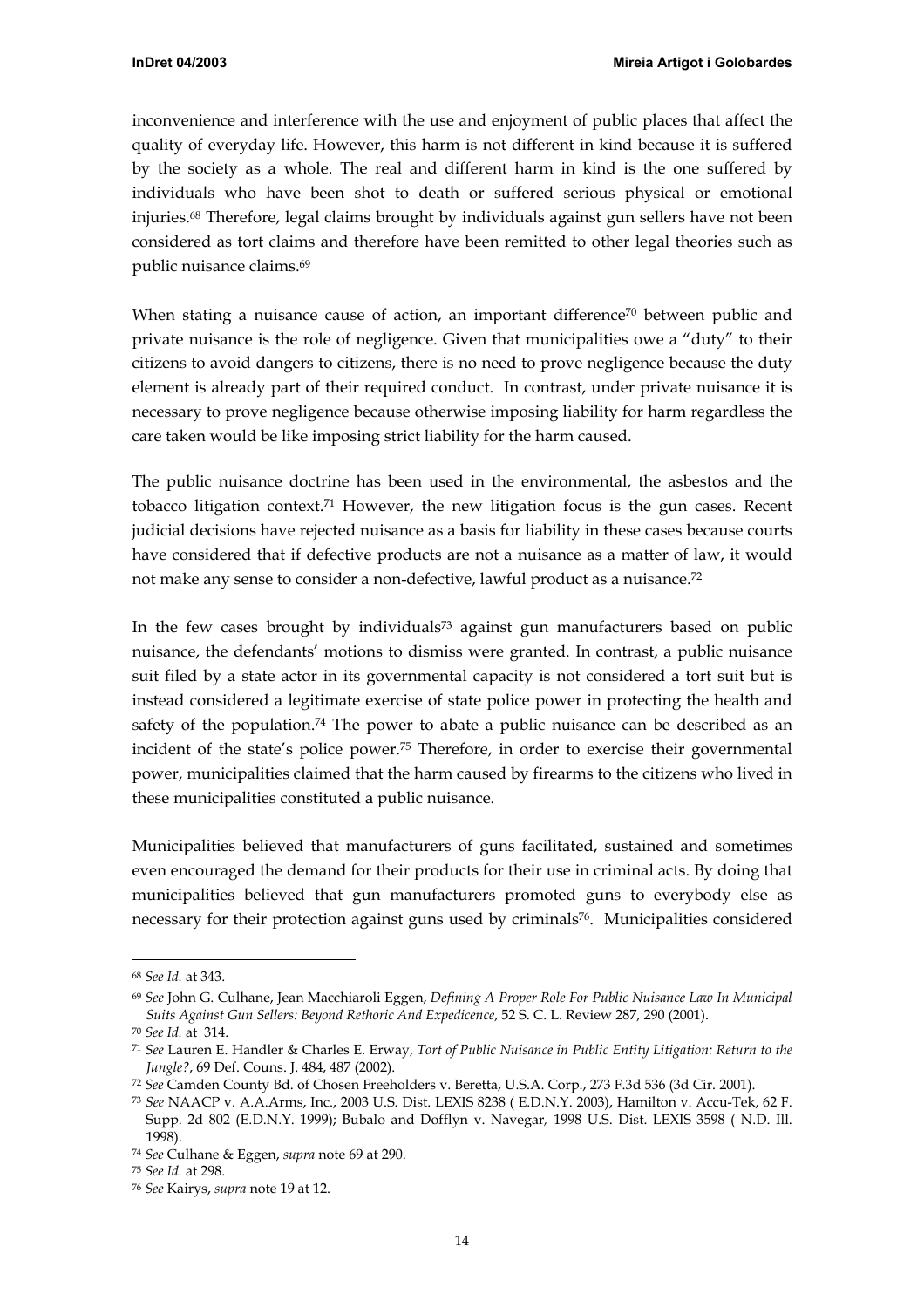inconvenience and interference with the use and enjoyment of public places that affect the quality of everyday life. However, this harm is not different in kind because it is suffered by the society as a whole. The real and different harm in kind is the one suffered by individuals who have been shot to death or suffered serious physical or emotional injuries.[68] Therefore, legal claims brought by individuals against gun sellers have not been considered as tort claims and therefore have been remitted to other legal theories such as public nuisance claims.[69]

When stating a nuisance cause of action, an important difference[70] between public and private nuisance is the role of negligence. Given that municipalities owe a "duty" to their citizens to avoid dangers to citizens, there is no need to prove negligence because the duty element is already part of their required conduct. In contrast, under private nuisance it is necessary to prove negligence because otherwise imposing liability for harm regardless the care taken would be like imposing strict liability for the harm caused.

The public nuisance doctrine has been used in the environmental, the asbestos and the tobacco litigation context.[71] However, the new litigation focus is the gun cases. Recent judicial decisions have rejected nuisance as a basis for liability in these cases because courts have considered that if defective products are not a nuisance as a matter of law, it would not make any sense to consider a non-defective, lawful product as a nuisance.[72]

In the few cases brought by individuals[73] against gun manufacturers based on public nuisance, the defendants' motions to dismiss were granted. In contrast, a public nuisance suit filed by a state actor in its governmental capacity is not considered a tort suit but is instead considered a legitimate exercise of state police power in protecting the health and safety of the population.[74] The power to abate a public nuisance can be described as an incident of the state's police power.[75] Therefore, in order to exercise their governmental power, municipalities claimed that the harm caused by firearms to the citizens who lived in these municipalities constituted a public nuisance.

Municipalities believed that manufacturers of guns facilitated, sustained and sometimes even encouraged the demand for their products for their use in criminal acts. By doing that municipalities believed that gun manufacturers promoted guns to everybody else as necessary for their protection against guns used by criminals[76]. Municipalities considered

---

[68] *See Id.* at 343.

[69] *See* John G. Culhane, Jean Macchiaroli Eggen, *Defining A Proper Role For Public Nuisance Law In Municipal Suits Against Gun Sellers: Beyond Rethoric And Expedicence*, 52 S. C. L. Review 287, 290 (2001).

[70] *See Id.* at 314.

[71] *See* Lauren E. Handler & Charles E. Erway, *Tort of Public Nuisance in Public Entity Litigation: Return to the Jungle?*, 69 Def. Couns. J. 484, 487 (2002).

[72] *See* Camden County Bd. of Chosen Freeholders v. Beretta, U.S.A. Corp., 273 F.3d 536 (3d Cir. 2001).

[73] *See* NAACP v. A.A.Arms, Inc., 2003 U.S. Dist. LEXIS 8238 ( E.D.N.Y. 2003), Hamilton v. Accu-Tek, 62 F. Supp. 2d 802 (E.D.N.Y. 1999); Bubalo and Dofflyn v. Navegar, 1998 U.S. Dist. LEXIS 3598 ( N.D. Ill. 1998).

[74] *See* Culhane & Eggen, *supra* note 69 at 290.

[75] *See Id.* at 298.

[76] *See* Kairys, *supra* note 19 at 12.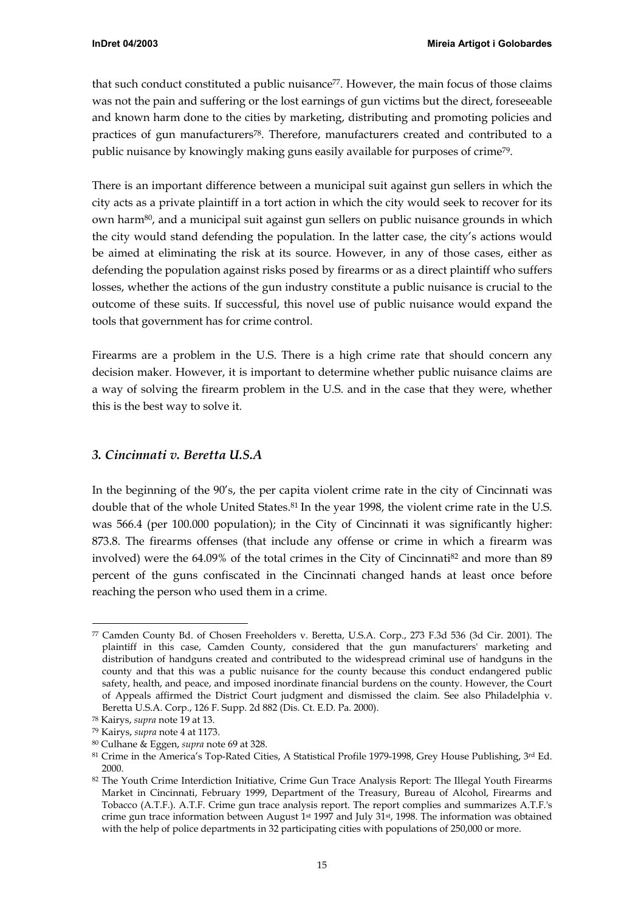that such conduct constituted a public nuisance[77]. However, the main focus of those claims was not the pain and suffering or the lost earnings of gun victims but the direct, foreseeable and known harm done to the cities by marketing, distributing and promoting policies and practices of gun manufacturers[78]. Therefore, manufacturers created and contributed to a public nuisance by knowingly making guns easily available for purposes of crime[79].

There is an important difference between a municipal suit against gun sellers in which the city acts as a private plaintiff in a tort action in which the city would seek to recover for its own harm[80], and a municipal suit against gun sellers on public nuisance grounds in which the city would stand defending the population. In the latter case, the city's actions would be aimed at eliminating the risk at its source. However, in any of those cases, either as defending the population against risks posed by firearms or as a direct plaintiff who suffers losses, whether the actions of the gun industry constitute a public nuisance is crucial to the outcome of these suits. If successful, this novel use of public nuisance would expand the tools that government has for crime control.

Firearms are a problem in the U.S. There is a high crime rate that should concern any decision maker. However, it is important to determine whether public nuisance claims are a way of solving the firearm problem in the U.S. and in the case that they were, whether this is the best way to solve it.

### *3. Cincinnati v. Beretta U.S.A*

In the beginning of the 90's, the per capita violent crime rate in the city of Cincinnati was double that of the whole United States.[81] In the year 1998, the violent crime rate in the U.S. was 566.4 (per 100.000 population); in the City of Cincinnati it was significantly higher: 873.8. The firearms offenses (that include any offense or crime in which a firearm was involved) were the 64.09% of the total crimes in the City of Cincinnati[82] and more than 89 percent of the guns confiscated in the Cincinnati changed hands at least once before reaching the person who used them in a crime.

---

[77] Camden County Bd. of Chosen Freeholders v. Beretta, U.S.A. Corp., 273 F.3d 536 (3d Cir. 2001). The plaintiff in this case, Camden County, considered that the gun manufacturers' marketing and distribution of handguns created and contributed to the widespread criminal use of handguns in the county and that this was a public nuisance for the county because this conduct endangered public safety, health, and peace, and imposed inordinate financial burdens on the county. However, the Court of Appeals affirmed the District Court judgment and dismissed the claim. See also Philadelphia v. Beretta U.S.A. Corp., 126 F. Supp. 2d 882 (Dis. Ct. E.D. Pa. 2000).

[78] Kairys, *supra* note 19 at 13.

[79] Kairys, *supra* note 4 at 1173.

[80] Culhane & Eggen, *supra* note 69 at 328.

[81] Crime in the America's Top-Rated Cities, A Statistical Profile 1979-1998, Grey House Publishing, 3rd Ed. 2000.

[82] The Youth Crime Interdiction Initiative, Crime Gun Trace Analysis Report: The Illegal Youth Firearms Market in Cincinnati, February 1999, Department of the Treasury, Bureau of Alcohol, Firearms and Tobacco (A.T.F.). A.T.F. Crime gun trace analysis report. The report complies and summarizes A.T.F.'s crime gun trace information between August 1st 1997 and July 31st, 1998. The information was obtained with the help of police departments in 32 participating cities with populations of 250,000 or more.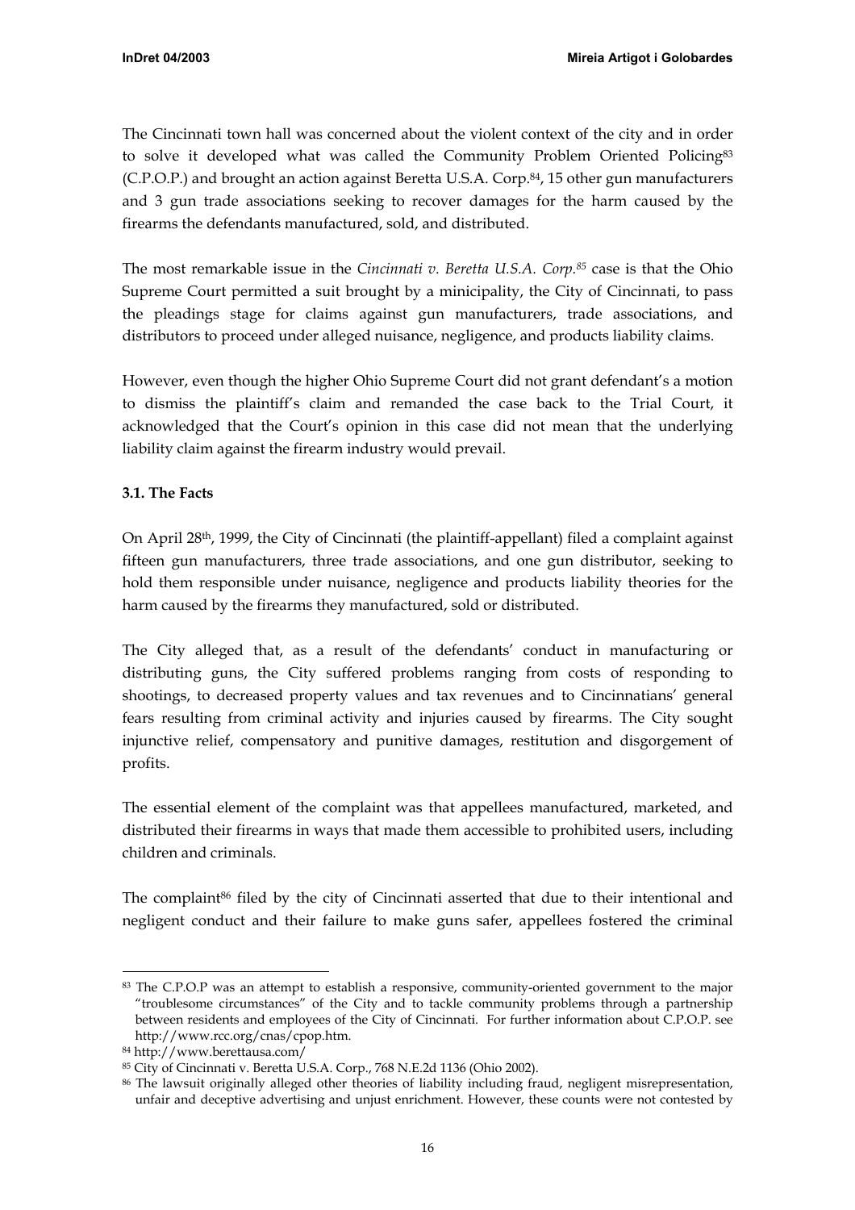The Cincinnati town hall was concerned about the violent context of the city and in order to solve it developed what was called the Community Problem Oriented Policing[83] (C.P.O.P.) and brought an action against Beretta U.S.A. Corp.[84], 15 other gun manufacturers and 3 gun trade associations seeking to recover damages for the harm caused by the firearms the defendants manufactured, sold, and distributed.

The most remarkable issue in the *Cincinnati v. Beretta U.S.A. Corp.*[85] case is that the Ohio Supreme Court permitted a suit brought by a minicipality, the City of Cincinnati, to pass the pleadings stage for claims against gun manufacturers, trade associations, and distributors to proceed under alleged nuisance, negligence, and products liability claims.

However, even though the higher Ohio Supreme Court did not grant defendant's a motion to dismiss the plaintiff's claim and remanded the case back to the Trial Court, it acknowledged that the Court's opinion in this case did not mean that the underlying liability claim against the firearm industry would prevail.

### 3.1. The Facts

On April 28th, 1999, the City of Cincinnati (the plaintiff-appellant) filed a complaint against fifteen gun manufacturers, three trade associations, and one gun distributor, seeking to hold them responsible under nuisance, negligence and products liability theories for the harm caused by the firearms they manufactured, sold or distributed.

The City alleged that, as a result of the defendants' conduct in manufacturing or distributing guns, the City suffered problems ranging from costs of responding to shootings, to decreased property values and tax revenues and to Cincinnatians' general fears resulting from criminal activity and injuries caused by firearms. The City sought injunctive relief, compensatory and punitive damages, restitution and disgorgement of profits.

The essential element of the complaint was that appellees manufactured, marketed, and distributed their firearms in ways that made them accessible to prohibited users, including children and criminals.

The complaint[86] filed by the city of Cincinnati asserted that due to their intentional and negligent conduct and their failure to make guns safer, appellees fostered the criminal

---

[83] The C.P.O.P was an attempt to establish a responsive, community-oriented government to the major "troublesome circumstances" of the City and to tackle community problems through a partnership between residents and employees of the City of Cincinnati. For further information about C.P.O.P. see http://www.rcc.org/cnas/cpop.htm.

[84] http://www.berettausa.com/

[85] City of Cincinnati v. Beretta U.S.A. Corp., 768 N.E.2d 1136 (Ohio 2002).

[86] The lawsuit originally alleged other theories of liability including fraud, negligent misrepresentation, unfair and deceptive advertising and unjust enrichment. However, these counts were not contested by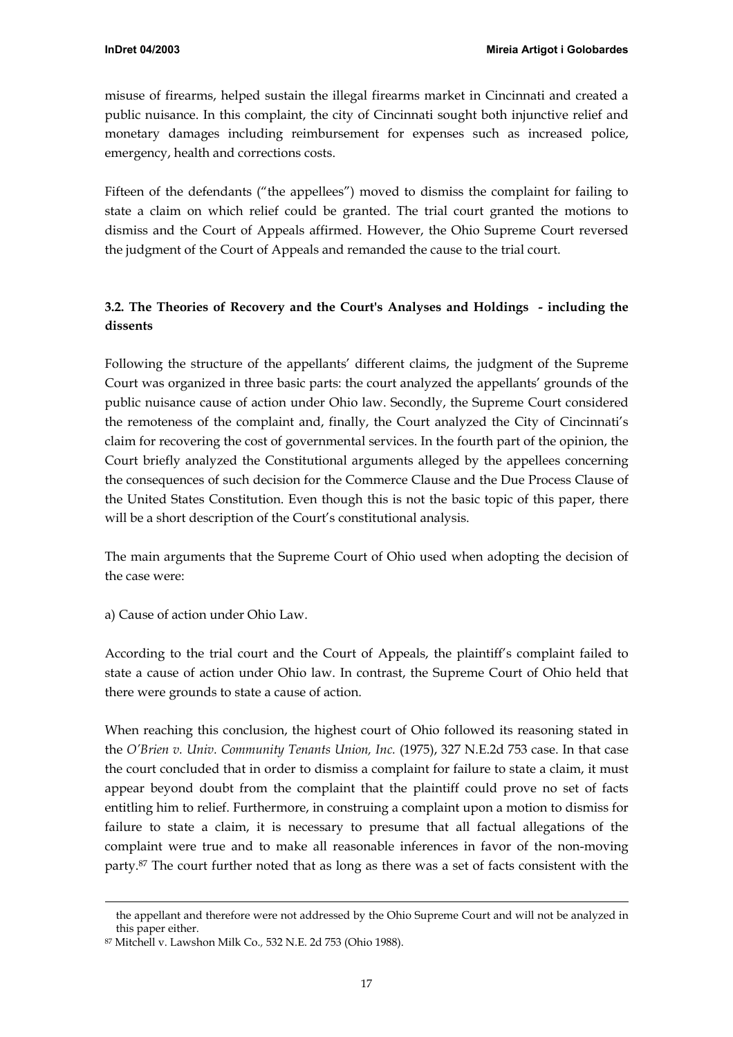misuse of firearms, helped sustain the illegal firearms market in Cincinnati and created a public nuisance. In this complaint, the city of Cincinnati sought both injunctive relief and monetary damages including reimbursement for expenses such as increased police, emergency, health and corrections costs.

Fifteen of the defendants ("the appellees") moved to dismiss the complaint for failing to state a claim on which relief could be granted. The trial court granted the motions to dismiss and the Court of Appeals affirmed. However, the Ohio Supreme Court reversed the judgment of the Court of Appeals and remanded the cause to the trial court.

### 3.2. The Theories of Recovery and the Court's Analyses and Holdings - including the dissents

Following the structure of the appellants' different claims, the judgment of the Supreme Court was organized in three basic parts: the court analyzed the appellants' grounds of the public nuisance cause of action under Ohio law. Secondly, the Supreme Court considered the remoteness of the complaint and, finally, the Court analyzed the City of Cincinnati's claim for recovering the cost of governmental services. In the fourth part of the opinion, the Court briefly analyzed the Constitutional arguments alleged by the appellees concerning the consequences of such decision for the Commerce Clause and the Due Process Clause of the United States Constitution. Even though this is not the basic topic of this paper, there will be a short description of the Court's constitutional analysis.

The main arguments that the Supreme Court of Ohio used when adopting the decision of the case were:

a) Cause of action under Ohio Law.

According to the trial court and the Court of Appeals, the plaintiff's complaint failed to state a cause of action under Ohio law. In contrast, the Supreme Court of Ohio held that there were grounds to state a cause of action.

When reaching this conclusion, the highest court of Ohio followed its reasoning stated in the *O'Brien v. Univ. Community Tenants Union, Inc.* (1975), 327 N.E.2d 753 case. In that case the court concluded that in order to dismiss a complaint for failure to state a claim, it must appear beyond doubt from the complaint that the plaintiff could prove no set of facts entitling him to relief. Furthermore, in construing a complaint upon a motion to dismiss for failure to state a claim, it is necessary to presume that all factual allegations of the complaint were true and to make all reasonable inferences in favor of the non-moving party.[87] The court further noted that as long as there was a set of facts consistent with the

---

the appellant and therefore were not addressed by the Ohio Supreme Court and will not be analyzed in this paper either.

[87] Mitchell v. Lawshon Milk Co., 532 N.E. 2d 753 (Ohio 1988).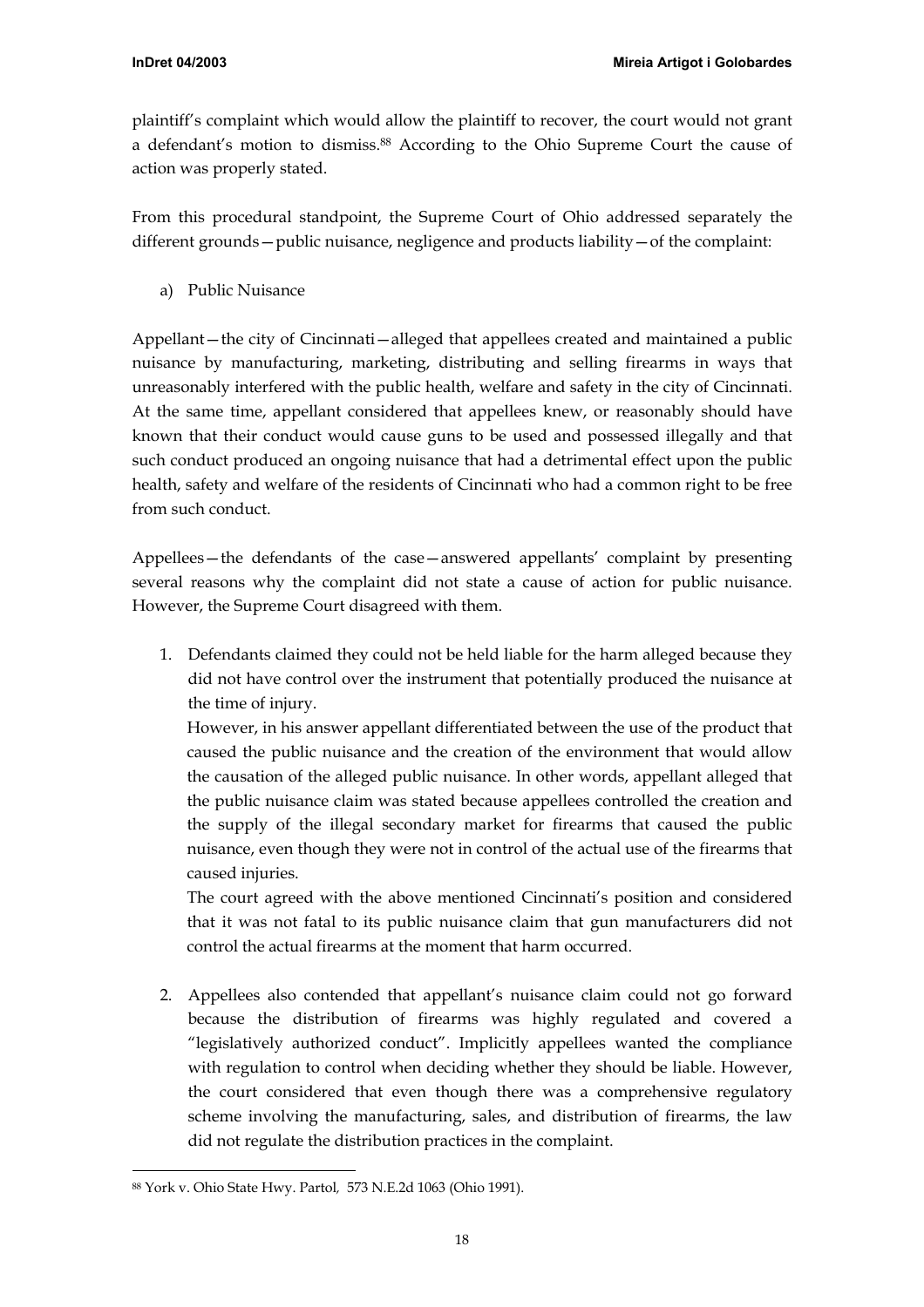plaintiff's complaint which would allow the plaintiff to recover, the court would not grant a defendant's motion to dismiss.[88] According to the Ohio Supreme Court the cause of action was properly stated.

From this procedural standpoint, the Supreme Court of Ohio addressed separately the different grounds—public nuisance, negligence and products liability—of the complaint:

a) Public Nuisance

Appellant—the city of Cincinnati—alleged that appellees created and maintained a public nuisance by manufacturing, marketing, distributing and selling firearms in ways that unreasonably interfered with the public health, welfare and safety in the city of Cincinnati. At the same time, appellant considered that appellees knew, or reasonably should have known that their conduct would cause guns to be used and possessed illegally and that such conduct produced an ongoing nuisance that had a detrimental effect upon the public health, safety and welfare of the residents of Cincinnati who had a common right to be free from such conduct.

Appellees—the defendants of the case—answered appellants' complaint by presenting several reasons why the complaint did not state a cause of action for public nuisance. However, the Supreme Court disagreed with them.

1. Defendants claimed they could not be held liable for the harm alleged because they did not have control over the instrument that potentially produced the nuisance at the time of injury.
   However, in his answer appellant differentiated between the use of the product that caused the public nuisance and the creation of the environment that would allow the causation of the alleged public nuisance. In other words, appellant alleged that the public nuisance claim was stated because appellees controlled the creation and the supply of the illegal secondary market for firearms that caused the public nuisance, even though they were not in control of the actual use of the firearms that caused injuries.
   The court agreed with the above mentioned Cincinnati's position and considered that it was not fatal to its public nuisance claim that gun manufacturers did not control the actual firearms at the moment that harm occurred.

2. Appellees also contended that appellant's nuisance claim could not go forward because the distribution of firearms was highly regulated and covered a "legislatively authorized conduct". Implicitly appellees wanted the compliance with regulation to control when deciding whether they should be liable. However, the court considered that even though there was a comprehensive regulatory scheme involving the manufacturing, sales, and distribution of firearms, the law did not regulate the distribution practices in the complaint.

---

[88] York v. Ohio State Hwy. Partol, 573 N.E.2d 1063 (Ohio 1991).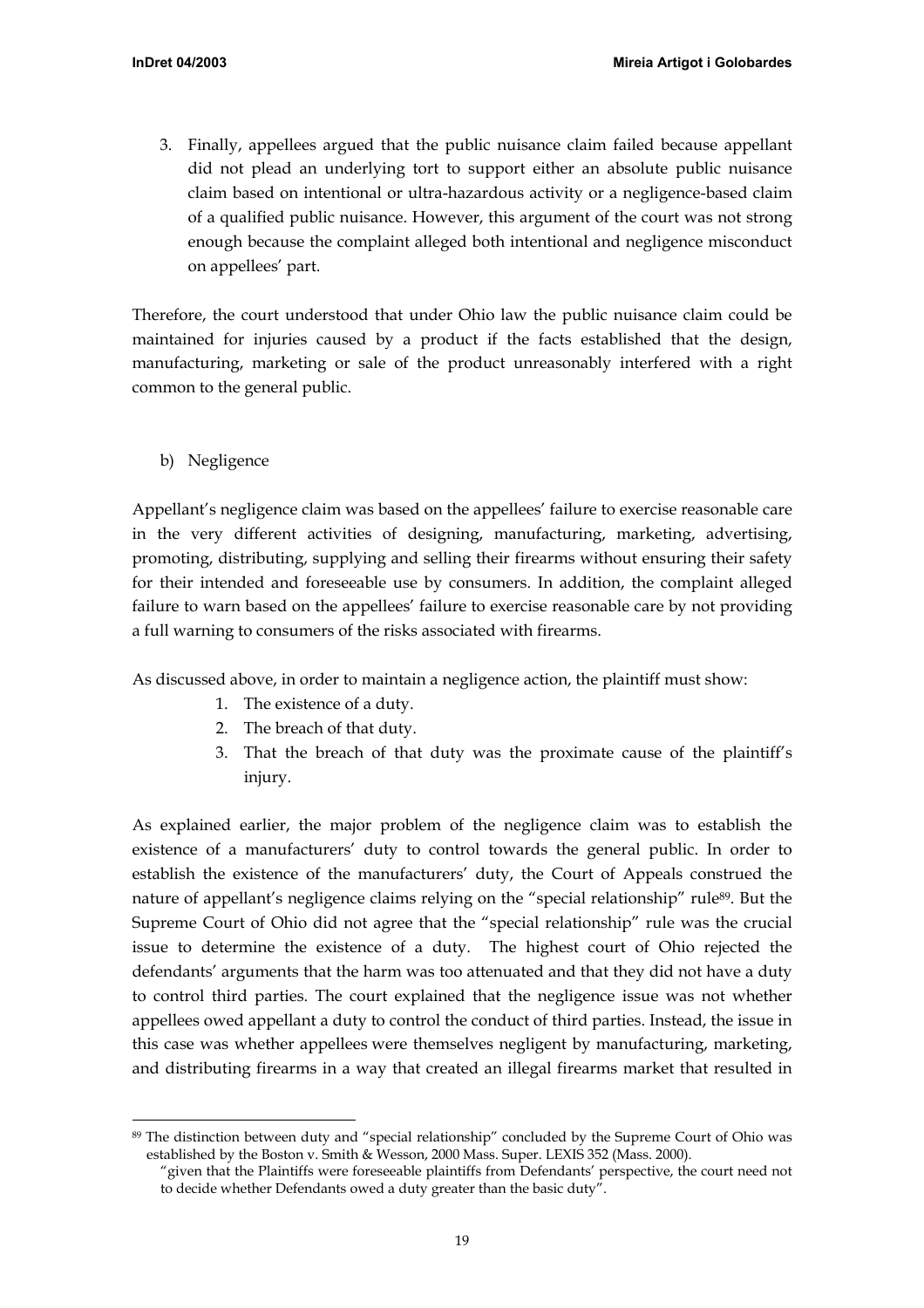3. Finally, appellees argued that the public nuisance claim failed because appellant did not plead an underlying tort to support either an absolute public nuisance claim based on intentional or ultra-hazardous activity or a negligence-based claim of a qualified public nuisance. However, this argument of the court was not strong enough because the complaint alleged both intentional and negligence misconduct on appellees' part.

Therefore, the court understood that under Ohio law the public nuisance claim could be maintained for injuries caused by a product if the facts established that the design, manufacturing, marketing or sale of the product unreasonably interfered with a right common to the general public.

b) Negligence

Appellant's negligence claim was based on the appellees' failure to exercise reasonable care in the very different activities of designing, manufacturing, marketing, advertising, promoting, distributing, supplying and selling their firearms without ensuring their safety for their intended and foreseeable use by consumers. In addition, the complaint alleged failure to warn based on the appellees' failure to exercise reasonable care by not providing a full warning to consumers of the risks associated with firearms.

As discussed above, in order to maintain a negligence action, the plaintiff must show:

1. The existence of a duty.
2. The breach of that duty.
3. That the breach of that duty was the proximate cause of the plaintiff's injury.

As explained earlier, the major problem of the negligence claim was to establish the existence of a manufacturers' duty to control towards the general public. In order to establish the existence of the manufacturers' duty, the Court of Appeals construed the nature of appellant's negligence claims relying on the "special relationship" rule[89]. But the Supreme Court of Ohio did not agree that the "special relationship" rule was the crucial issue to determine the existence of a duty. The highest court of Ohio rejected the defendants' arguments that the harm was too attenuated and that they did not have a duty to control third parties. The court explained that the negligence issue was not whether appellees owed appellant a duty to control the conduct of third parties. Instead, the issue in this case was whether appellees were themselves negligent by manufacturing, marketing, and distributing firearms in a way that created an illegal firearms market that resulted in

---

[89] The distinction between duty and "special relationship" concluded by the Supreme Court of Ohio was established by the Boston v. Smith & Wesson, 2000 Mass. Super. LEXIS 352 (Mass. 2000).
"given that the Plaintiffs were foreseeable plaintiffs from Defendants' perspective, the court need not to decide whether Defendants owed a duty greater than the basic duty".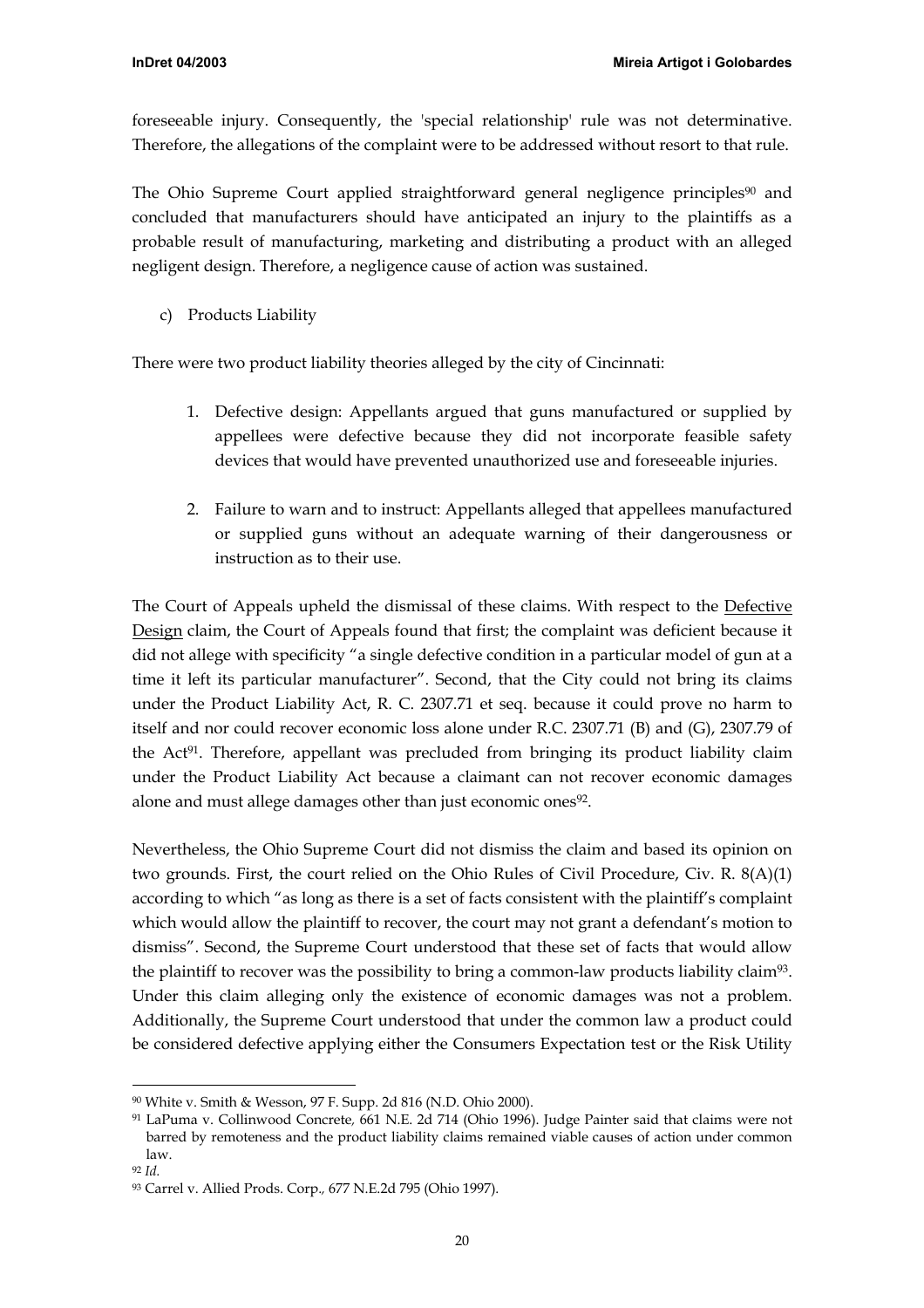foreseeable injury. Consequently, the 'special relationship' rule was not determinative. Therefore, the allegations of the complaint were to be addressed without resort to that rule.

The Ohio Supreme Court applied straightforward general negligence principles[90] and concluded that manufacturers should have anticipated an injury to the plaintiffs as a probable result of manufacturing, marketing and distributing a product with an alleged negligent design. Therefore, a negligence cause of action was sustained.

c) Products Liability

There were two product liability theories alleged by the city of Cincinnati:

1. Defective design: Appellants argued that guns manufactured or supplied by appellees were defective because they did not incorporate feasible safety devices that would have prevented unauthorized use and foreseeable injuries.

2. Failure to warn and to instruct: Appellants alleged that appellees manufactured or supplied guns without an adequate warning of their dangerousness or instruction as to their use.

The Court of Appeals upheld the dismissal of these claims. With respect to the Defective Design claim, the Court of Appeals found that first; the complaint was deficient because it did not allege with specificity "a single defective condition in a particular model of gun at a time it left its particular manufacturer". Second, that the City could not bring its claims under the Product Liability Act, R. C. 2307.71 et seq. because it could prove no harm to itself and nor could recover economic loss alone under R.C. 2307.71 (B) and (G), 2307.79 of the Act[91]. Therefore, appellant was precluded from bringing its product liability claim under the Product Liability Act because a claimant can not recover economic damages alone and must allege damages other than just economic ones[92].

Nevertheless, the Ohio Supreme Court did not dismiss the claim and based its opinion on two grounds. First, the court relied on the Ohio Rules of Civil Procedure, Civ. R. 8(A)(1) according to which "as long as there is a set of facts consistent with the plaintiff's complaint which would allow the plaintiff to recover, the court may not grant a defendant's motion to dismiss". Second, the Supreme Court understood that these set of facts that would allow the plaintiff to recover was the possibility to bring a common-law products liability claim[93]. Under this claim alleging only the existence of economic damages was not a problem. Additionally, the Supreme Court understood that under the common law a product could be considered defective applying either the Consumers Expectation test or the Risk Utility

---

[90] White v. Smith & Wesson, 97 F. Supp. 2d 816 (N.D. Ohio 2000).

[91] LaPuma v. Collinwood Concrete, 661 N.E. 2d 714 (Ohio 1996). Judge Painter said that claims were not barred by remoteness and the product liability claims remained viable causes of action under common law.

[92] *Id.*

[93] Carrel v. Allied Prods. Corp., 677 N.E.2d 795 (Ohio 1997).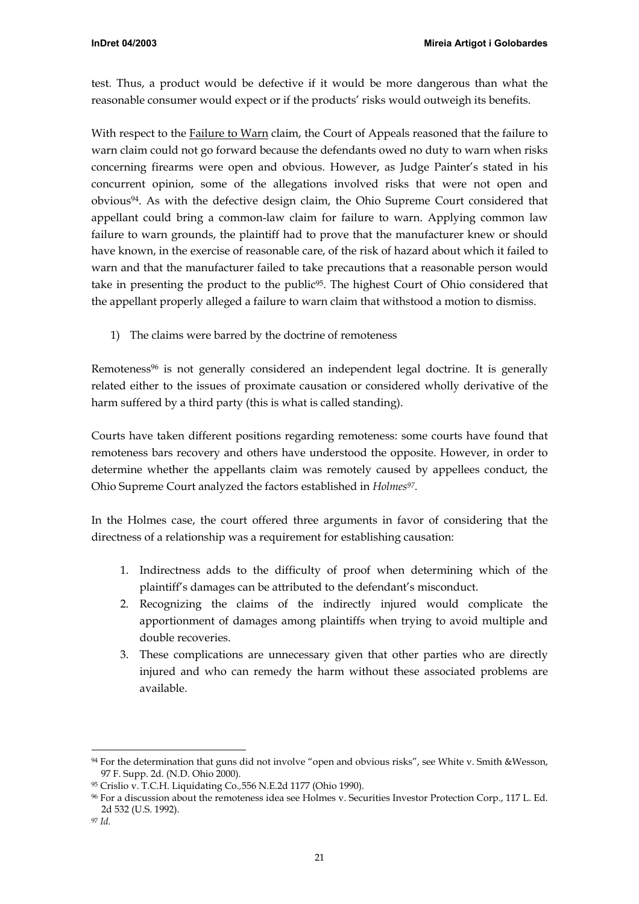test. Thus, a product would be defective if it would be more dangerous than what the reasonable consumer would expect or if the products' risks would outweigh its benefits.

With respect to the Failure to Warn claim, the Court of Appeals reasoned that the failure to warn claim could not go forward because the defendants owed no duty to warn when risks concerning firearms were open and obvious. However, as Judge Painter's stated in his concurrent opinion, some of the allegations involved risks that were not open and obvious[94]. As with the defective design claim, the Ohio Supreme Court considered that appellant could bring a common-law claim for failure to warn. Applying common law failure to warn grounds, the plaintiff had to prove that the manufacturer knew or should have known, in the exercise of reasonable care, of the risk of hazard about which it failed to warn and that the manufacturer failed to take precautions that a reasonable person would take in presenting the product to the public[95]. The highest Court of Ohio considered that the appellant properly alleged a failure to warn claim that withstood a motion to dismiss.

1) The claims were barred by the doctrine of remoteness

Remoteness[96] is not generally considered an independent legal doctrine. It is generally related either to the issues of proximate causation or considered wholly derivative of the harm suffered by a third party (this is what is called standing).

Courts have taken different positions regarding remoteness: some courts have found that remoteness bars recovery and others have understood the opposite. However, in order to determine whether the appellants claim was remotely caused by appellees conduct, the Ohio Supreme Court analyzed the factors established in *Holmes*[97].

In the Holmes case, the court offered three arguments in favor of considering that the directness of a relationship was a requirement for establishing causation:

1. Indirectness adds to the difficulty of proof when determining which of the plaintiff's damages can be attributed to the defendant's misconduct.
2. Recognizing the claims of the indirectly injured would complicate the apportionment of damages among plaintiffs when trying to avoid multiple and double recoveries.
3. These complications are unnecessary given that other parties who are directly injured and who can remedy the harm without these associated problems are available.

---

[94] For the determination that guns did not involve "open and obvious risks", see White v. Smith &Wesson, 97 F. Supp. 2d. (N.D. Ohio 2000).

[95] Crislio v. T.C.H. Liquidating Co.,556 N.E.2d 1177 (Ohio 1990).

[96] For a discussion about the remoteness idea see Holmes v. Securities Investor Protection Corp., 117 L. Ed. 2d 532 (U.S. 1992).

[97] *Id.*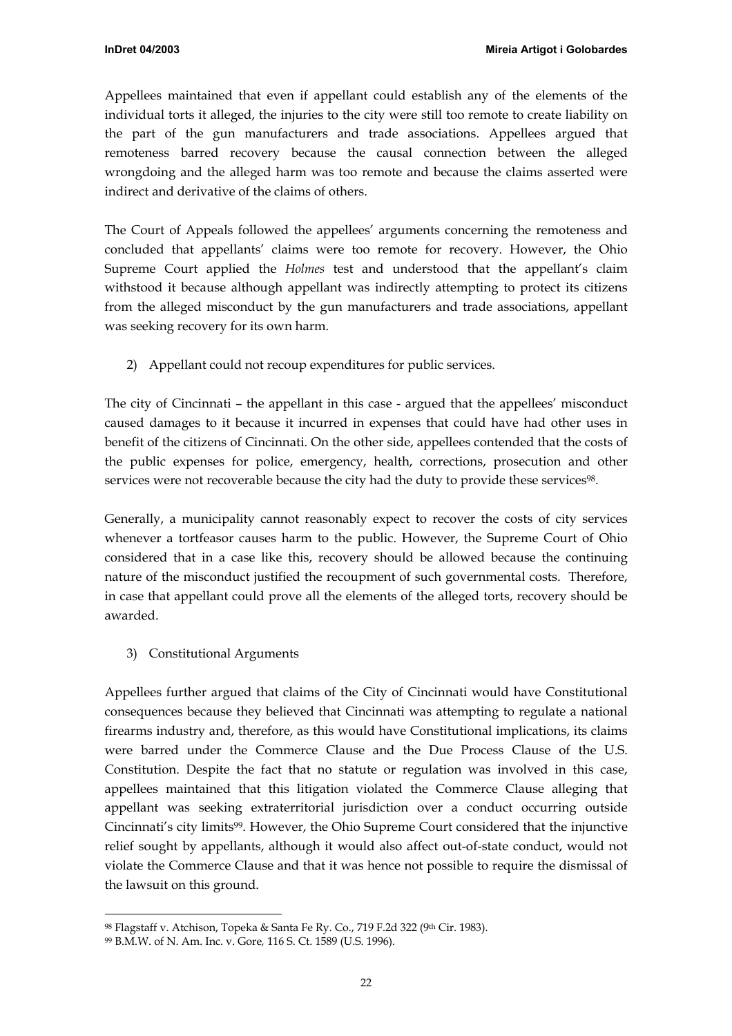Appellees maintained that even if appellant could establish any of the elements of the individual torts it alleged, the injuries to the city were still too remote to create liability on the part of the gun manufacturers and trade associations. Appellees argued that remoteness barred recovery because the causal connection between the alleged wrongdoing and the alleged harm was too remote and because the claims asserted were indirect and derivative of the claims of others.

The Court of Appeals followed the appellees' arguments concerning the remoteness and concluded that appellants' claims were too remote for recovery. However, the Ohio Supreme Court applied the *Holmes* test and understood that the appellant's claim withstood it because although appellant was indirectly attempting to protect its citizens from the alleged misconduct by the gun manufacturers and trade associations, appellant was seeking recovery for its own harm.

2) Appellant could not recoup expenditures for public services.

The city of Cincinnati – the appellant in this case - argued that the appellees' misconduct caused damages to it because it incurred in expenses that could have had other uses in benefit of the citizens of Cincinnati. On the other side, appellees contended that the costs of the public expenses for police, emergency, health, corrections, prosecution and other services were not recoverable because the city had the duty to provide these services[98].

Generally, a municipality cannot reasonably expect to recover the costs of city services whenever a tortfeasor causes harm to the public. However, the Supreme Court of Ohio considered that in a case like this, recovery should be allowed because the continuing nature of the misconduct justified the recoupment of such governmental costs. Therefore, in case that appellant could prove all the elements of the alleged torts, recovery should be awarded.

3) Constitutional Arguments

Appellees further argued that claims of the City of Cincinnati would have Constitutional consequences because they believed that Cincinnati was attempting to regulate a national firearms industry and, therefore, as this would have Constitutional implications, its claims were barred under the Commerce Clause and the Due Process Clause of the U.S. Constitution. Despite the fact that no statute or regulation was involved in this case, appellees maintained that this litigation violated the Commerce Clause alleging that appellant was seeking extraterritorial jurisdiction over a conduct occurring outside Cincinnati's city limits[99]. However, the Ohio Supreme Court considered that the injunctive relief sought by appellants, although it would also affect out-of-state conduct, would not violate the Commerce Clause and that it was hence not possible to require the dismissal of the lawsuit on this ground.

---

[98] Flagstaff v. Atchison, Topeka & Santa Fe Ry. Co., 719 F.2d 322 (9th Cir. 1983).

[99] B.M.W. of N. Am. Inc. v. Gore, 116 S. Ct. 1589 (U.S. 1996).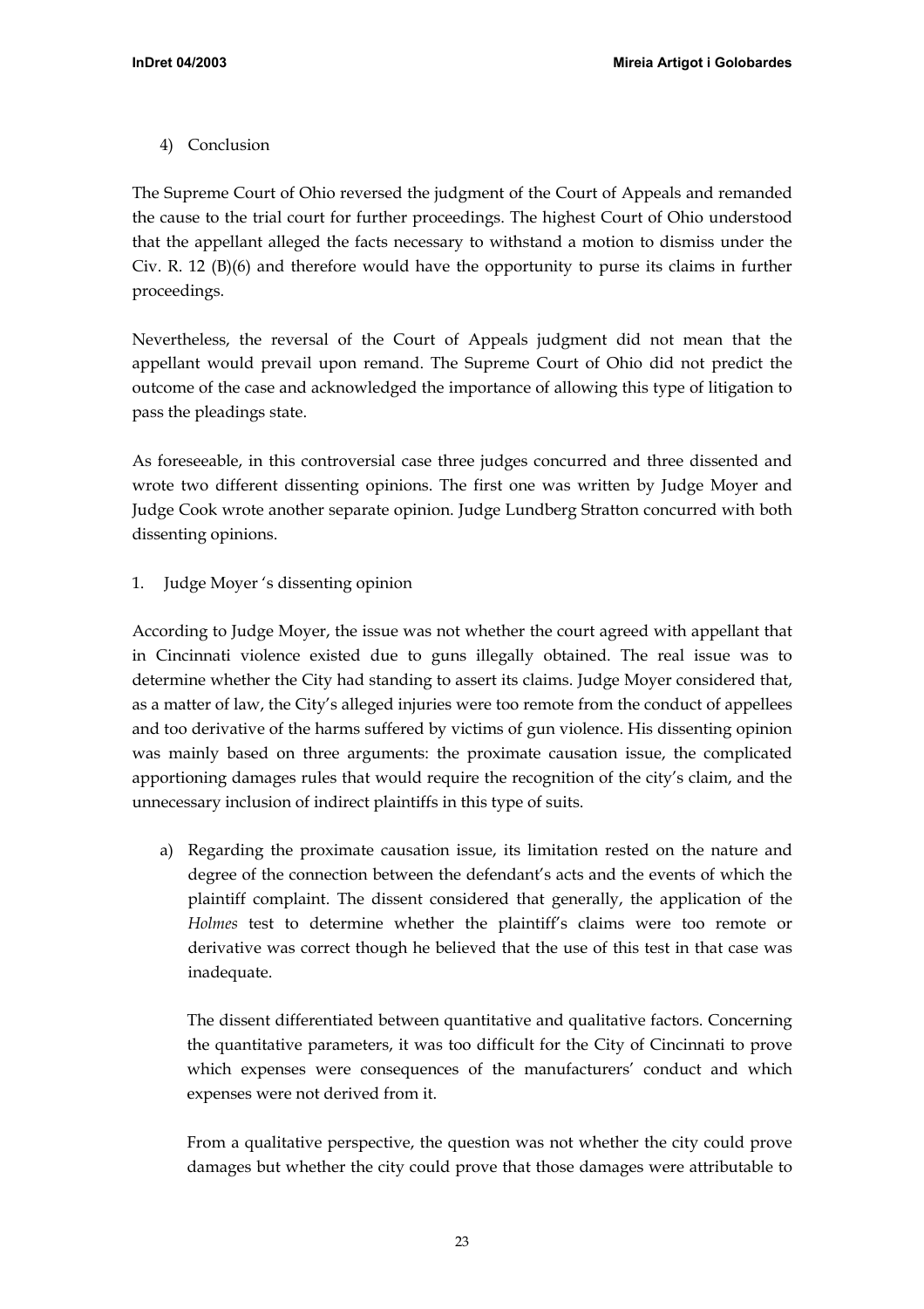4) Conclusion

The Supreme Court of Ohio reversed the judgment of the Court of Appeals and remanded the cause to the trial court for further proceedings. The highest Court of Ohio understood that the appellant alleged the facts necessary to withstand a motion to dismiss under the Civ. R. 12 (B)(6) and therefore would have the opportunity to pursue its claims in further proceedings.

Nevertheless, the reversal of the Court of Appeals judgment did not mean that the appellant would prevail upon remand. The Supreme Court of Ohio did not predict the outcome of the case and acknowledged the importance of allowing this type of litigation to pass the pleadings state.

As foreseeable, in this controversial case three judges concurred and three dissented and wrote two different dissenting opinions. The first one was written by Judge Moyer and Judge Cook wrote another separate opinion. Judge Lundberg Stratton concurred with both dissenting opinions.

1. Judge Moyer 's dissenting opinion

According to Judge Moyer, the issue was not whether the court agreed with appellant that in Cincinnati violence existed due to guns illegally obtained. The real issue was to determine whether the City had standing to assert its claims. Judge Moyer considered that, as a matter of law, the City's alleged injuries were too remote from the conduct of appellees and too derivative of the harms suffered by victims of gun violence. His dissenting opinion was mainly based on three arguments: the proximate causation issue, the complicated apportioning damages rules that would require the recognition of the city's claim, and the unnecessary inclusion of indirect plaintiffs in this type of suits.

a) Regarding the proximate causation issue, its limitation rested on the nature and degree of the connection between the defendant's acts and the events of which the plaintiff complaint. The dissent considered that generally, the application of the *Holmes* test to determine whether the plaintiff's claims were too remote or derivative was correct though he believed that the use of this test in that case was inadequate.

   The dissent differentiated between quantitative and qualitative factors. Concerning the quantitative parameters, it was too difficult for the City of Cincinnati to prove which expenses were consequences of the manufacturers' conduct and which expenses were not derived from it.

   From a qualitative perspective, the question was not whether the city could prove damages but whether the city could prove that those damages were attributable to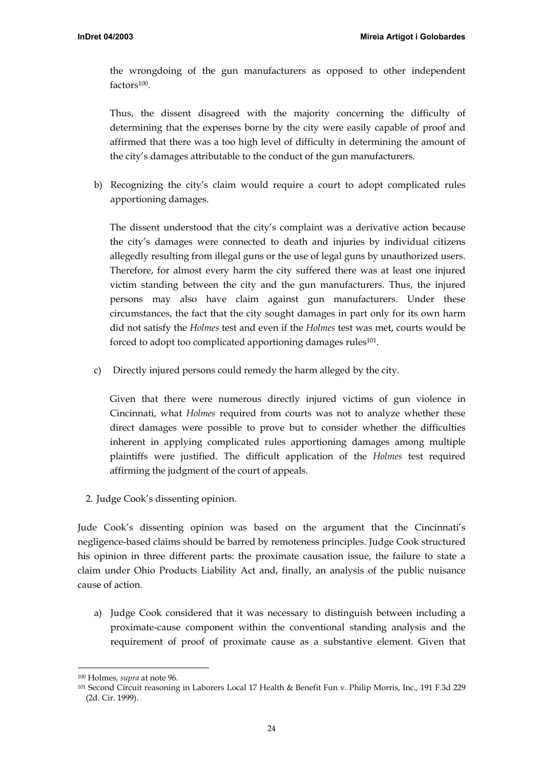the wrongdoing of the gun manufacturers as opposed to other independent factors[100].

Thus, the dissent disagreed with the majority concerning the difficulty of determining that the expenses borne by the city were easily capable of proof and affirmed that there was a too high level of difficulty in determining the amount of the city's damages attributable to the conduct of the gun manufacturers.

b) Recognizing the city's claim would require a court to adopt complicated rules apportioning damages.

   The dissent understood that the city's complaint was a derivative action because the city's damages were connected to death and injuries by individual citizens allegedly resulting from illegal guns or the use of legal guns by unauthorized users. Therefore, for almost every harm the city suffered there was at least one injured victim standing between the city and the gun manufacturers. Thus, the injured persons may also have claim against gun manufacturers. Under these circumstances, the fact that the city sought damages in part only for its own harm did not satisfy the *Holmes* test and even if the *Holmes* test was met, courts would be forced to adopt too complicated apportioning damages rules[101].

c) Directly injured persons could remedy the harm alleged by the city.

   Given that there were numerous directly injured victims of gun violence in Cincinnati, what *Holmes* required from courts was not to analyze whether these direct damages were possible to prove but to consider whether the difficulties inherent in applying complicated rules apportioning damages among multiple plaintiffs were justified. The difficult application of the *Holmes* test required affirming the judgment of the court of appeals.

2. Judge Cook's dissenting opinion.

Jude Cook's dissenting opinion was based on the argument that the Cincinnati's negligence-based claims should be barred by remoteness principles. Judge Cook structured his opinion in three different parts: the proximate causation issue, the failure to state a claim under Ohio Products Liability Act and, finally, an analysis of the public nuisance cause of action.

a) Judge Cook considered that it was necessary to distinguish between including a proximate-cause component within the conventional standing analysis and the requirement of proof of proximate cause as a substantive element. Given that

---

[100] Holmes, *supra* at note 96.

[101] Second Circuit reasoning in Laborers Local 17 Health & Benefit Fun v. Philip Morris, Inc., 191 F.3d 229 (2d. Cir. 1999).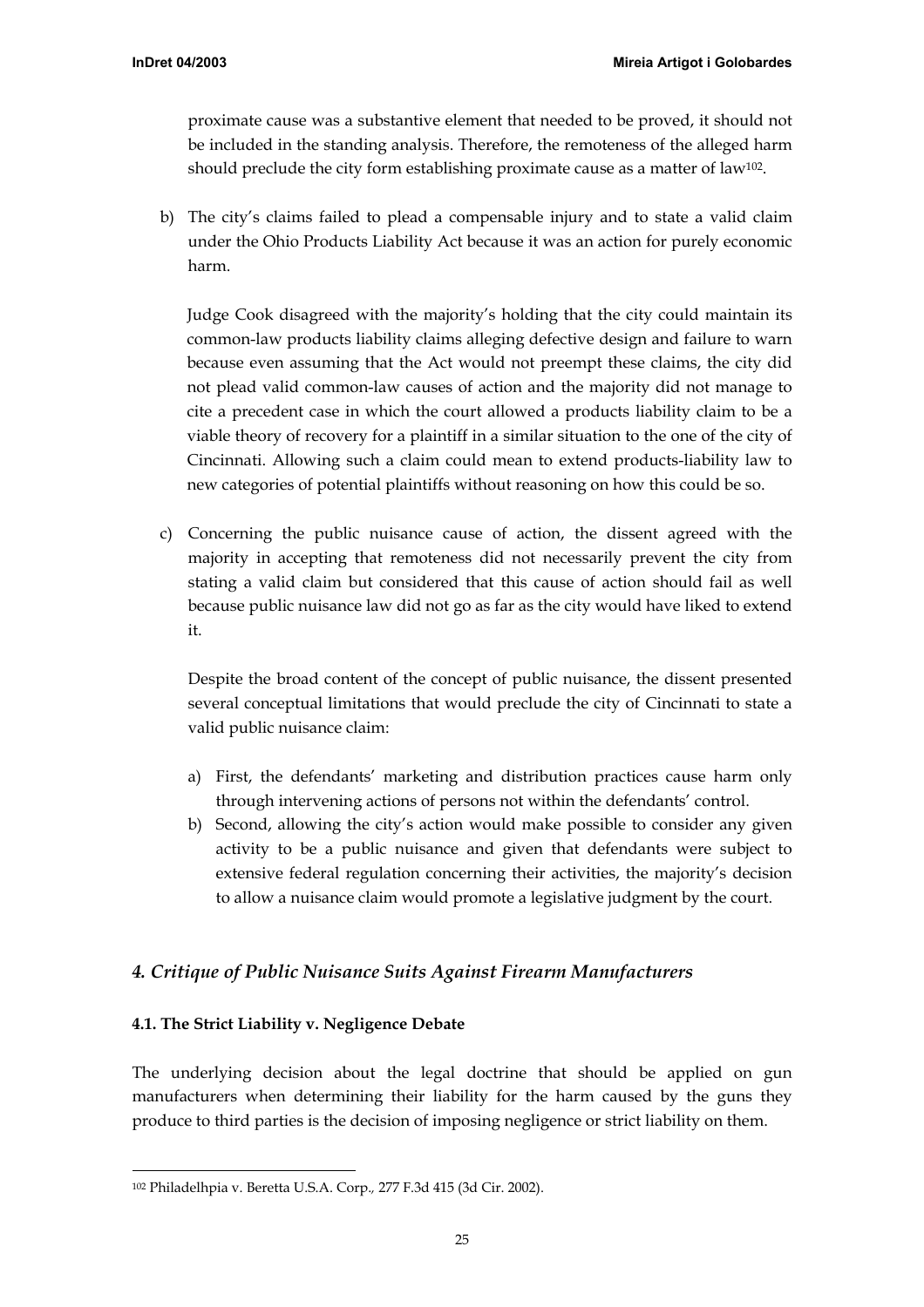proximate cause was a substantive element that needed to be proved, it should not be included in the standing analysis. Therefore, the remoteness of the alleged harm should preclude the city form establishing proximate cause as a matter of law[102].

b) The city's claims failed to plead a compensable injury and to state a valid claim under the Ohio Products Liability Act because it was an action for purely economic harm.

   Judge Cook disagreed with the majority's holding that the city could maintain its common-law products liability claims alleging defective design and failure to warn because even assuming that the Act would not preempt these claims, the city did not plead valid common-law causes of action and the majority did not manage to cite a precedent case in which the court allowed a products liability claim to be a viable theory of recovery for a plaintiff in a similar situation to the one of the city of Cincinnati. Allowing such a claim could mean to extend products-liability law to new categories of potential plaintiffs without reasoning on how this could be so.

c) Concerning the public nuisance cause of action, the dissent agreed with the majority in accepting that remoteness did not necessarily prevent the city from stating a valid claim but considered that this cause of action should fail as well because public nuisance law did not go as far as the city would have liked to extend it.

   Despite the broad content of the concept of public nuisance, the dissent presented several conceptual limitations that would preclude the city of Cincinnati to state a valid public nuisance claim:

   a) First, the defendants' marketing and distribution practices cause harm only through intervening actions of persons not within the defendants' control.
   b) Second, allowing the city's action would make possible to consider any given activity to be a public nuisance and given that defendants were subject to extensive federal regulation concerning their activities, the majority's decision to allow a nuisance claim would promote a legislative judgment by the court.

## *4. Critique of Public Nuisance Suits Against Firearm Manufacturers*

### 4.1. The Strict Liability v. Negligence Debate

The underlying decision about the legal doctrine that should be applied on gun manufacturers when determining their liability for the harm caused by the guns they produce to third parties is the decision of imposing negligence or strict liability on them.

---

[102] Philadelhpia v. Beretta U.S.A. Corp., 277 F.3d 415 (3d Cir. 2002).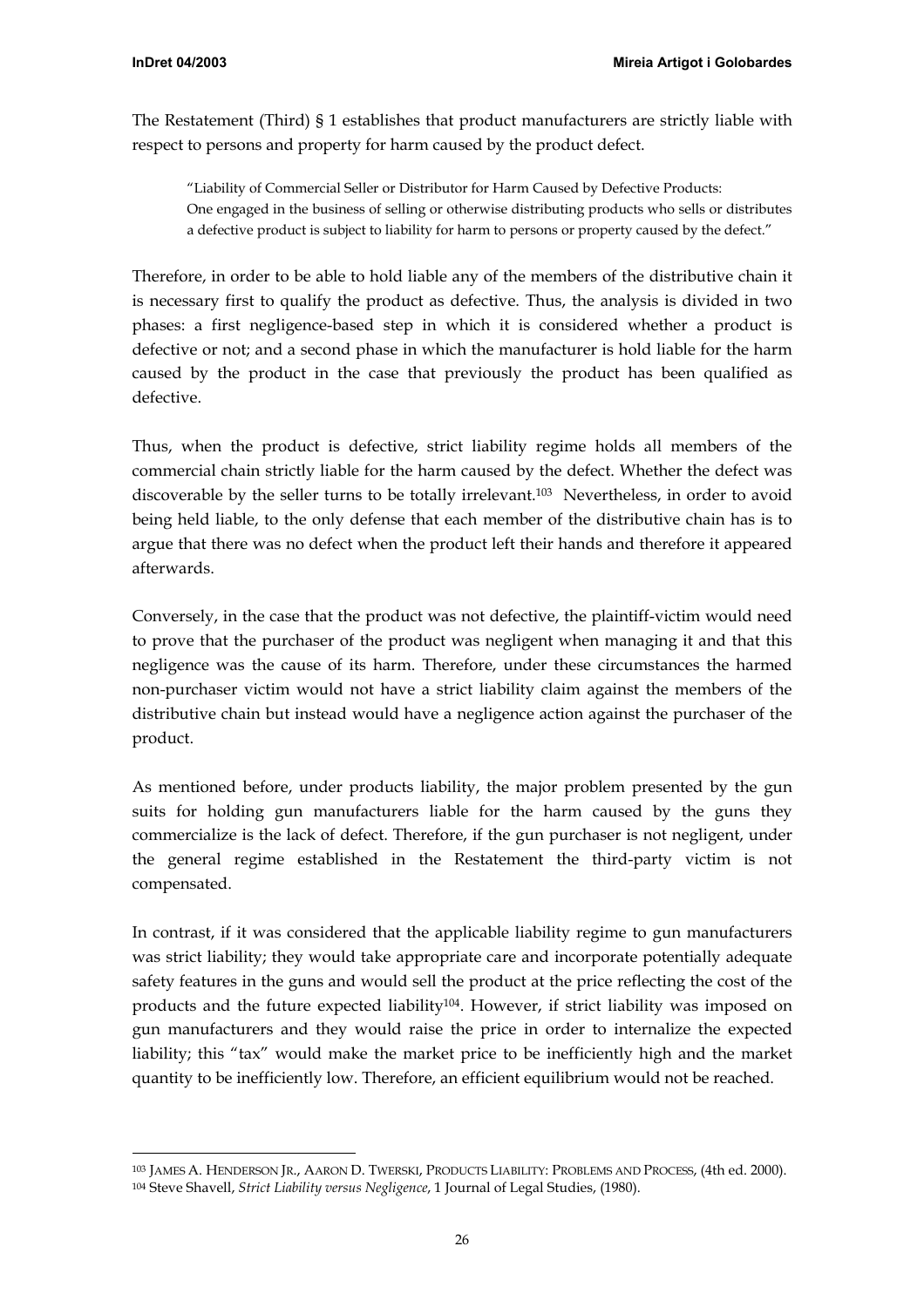The Restatement (Third) § 1 establishes that product manufacturers are strictly liable with respect to persons and property for harm caused by the product defect.

> "Liability of Commercial Seller or Distributor for Harm Caused by Defective Products:
> One engaged in the business of selling or otherwise distributing products who sells or distributes a defective product is subject to liability for harm to persons or property caused by the defect."

Therefore, in order to be able to hold liable any of the members of the distributive chain it is necessary first to qualify the product as defective. Thus, the analysis is divided in two phases: a first negligence-based step in which it is considered whether a product is defective or not; and a second phase in which the manufacturer is hold liable for the harm caused by the product in the case that previously the product has been qualified as defective.

Thus, when the product is defective, strict liability regime holds all members of the commercial chain strictly liable for the harm caused by the defect. Whether the defect was discoverable by the seller turns to be totally irrelevant.[103] Nevertheless, in order to avoid being held liable, to the only defense that each member of the distributive chain has is to argue that there was no defect when the product left their hands and therefore it appeared afterwards.

Conversely, in the case that the product was not defective, the plaintiff-victim would need to prove that the purchaser of the product was negligent when managing it and that this negligence was the cause of its harm. Therefore, under these circumstances the harmed non-purchaser victim would not have a strict liability claim against the members of the distributive chain but instead would have a negligence action against the purchaser of the product.

As mentioned before, under products liability, the major problem presented by the gun suits for holding gun manufacturers liable for the harm caused by the guns they commercialize is the lack of defect. Therefore, if the gun purchaser is not negligent, under the general regime established in the Restatement the third-party victim is not compensated.

In contrast, if it was considered that the applicable liability regime to gun manufacturers was strict liability; they would take appropriate care and incorporate potentially adequate safety features in the guns and would sell the product at the price reflecting the cost of the products and the future expected liability[104]. However, if strict liability was imposed on gun manufacturers and they would raise the price in order to internalize the expected liability; this "tax" would make the market price to be inefficiently high and the market quantity to be inefficiently low. Therefore, an efficient equilibrium would not be reached.

---

[103] JAMES A. HENDERSON JR., AARON D. TWERSKI, PRODUCTS LIABILITY: PROBLEMS AND PROCESS, (4th ed. 2000).

[104] Steve Shavell, *Strict Liability versus Negligence*, 1 Journal of Legal Studies, (1980).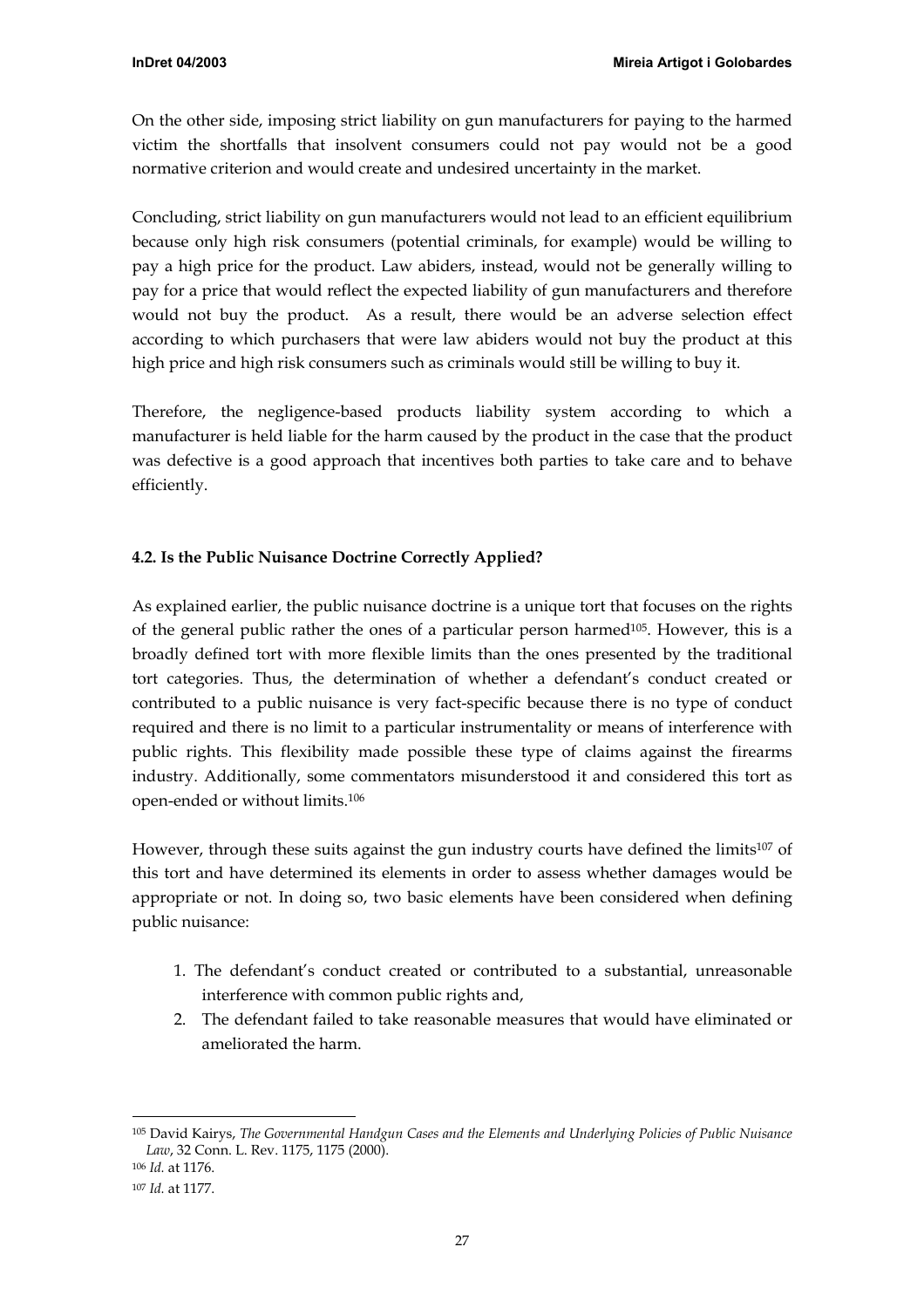On the other side, imposing strict liability on gun manufacturers for paying to the harmed victim the shortfalls that insolvent consumers could not pay would not be a good normative criterion and would create and undesired uncertainty in the market.

Concluding, strict liability on gun manufacturers would not lead to an efficient equilibrium because only high risk consumers (potential criminals, for example) would be willing to pay a high price for the product. Law abiders, instead, would not be generally willing to pay for a price that would reflect the expected liability of gun manufacturers and therefore would not buy the product. As a result, there would be an adverse selection effect according to which purchasers that were law abiders would not buy the product at this high price and high risk consumers such as criminals would still be willing to buy it.

Therefore, the negligence-based products liability system according to which a manufacturer is held liable for the harm caused by the product in the case that the product was defective is a good approach that incentives both parties to take care and to behave efficiently.

### 4.2. Is the Public Nuisance Doctrine Correctly Applied?

As explained earlier, the public nuisance doctrine is a unique tort that focuses on the rights of the general public rather the ones of a particular person harmed[105]. However, this is a broadly defined tort with more flexible limits than the ones presented by the traditional tort categories. Thus, the determination of whether a defendant's conduct created or contributed to a public nuisance is very fact-specific because there is no type of conduct required and there is no limit to a particular instrumentality or means of interference with public rights. This flexibility made possible these type of claims against the firearms industry. Additionally, some commentators misunderstood it and considered this tort as open-ended or without limits.[106]

However, through these suits against the gun industry courts have defined the limits[107] of this tort and have determined its elements in order to assess whether damages would be appropriate or not. In doing so, two basic elements have been considered when defining public nuisance:

1. The defendant's conduct created or contributed to a substantial, unreasonable interference with common public rights and,
2. The defendant failed to take reasonable measures that would have eliminated or ameliorated the harm.

---

[105] David Kairys, *The Governmental Handgun Cases and the Elements and Underlying Policies of Public Nuisance Law*, 32 Conn. L. Rev. 1175, 1175 (2000).

[106] *Id.* at 1176.

[107] *Id.* at 1177.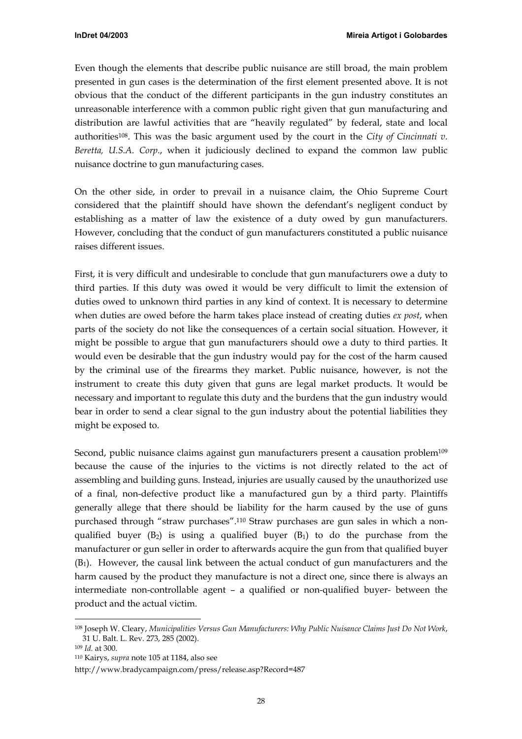Even though the elements that describe public nuisance are still broad, the main problem presented in gun cases is the determination of the first element presented above. It is not obvious that the conduct of the different participants in the gun industry constitutes an unreasonable interference with a common public right given that gun manufacturing and distribution are lawful activities that are "heavily regulated" by federal, state and local authorities[108]. This was the basic argument used by the court in the *City of Cincinnati v. Beretta, U.S.A. Corp.*, when it judiciously declined to expand the common law public nuisance doctrine to gun manufacturing cases.

On the other side, in order to prevail in a nuisance claim, the Ohio Supreme Court considered that the plaintiff should have shown the defendant's negligent conduct by establishing as a matter of law the existence of a duty owed by gun manufacturers. However, concluding that the conduct of gun manufacturers constituted a public nuisance raises different issues.

First, it is very difficult and undesirable to conclude that gun manufacturers owe a duty to third parties. If this duty was owed it would be very difficult to limit the extension of duties owed to unknown third parties in any kind of context. It is necessary to determine when duties are owed before the harm takes place instead of creating duties *ex post*, when parts of the society do not like the consequences of a certain social situation. However, it might be possible to argue that gun manufacturers should owe a duty to third parties. It would even be desirable that the gun industry would pay for the cost of the harm caused by the criminal use of the firearms they market. Public nuisance, however, is not the instrument to create this duty given that guns are legal market products. It would be necessary and important to regulate this duty and the burdens that the gun industry would bear in order to send a clear signal to the gun industry about the potential liabilities they might be exposed to.

Second, public nuisance claims against gun manufacturers present a causation problem[109] because the cause of the injuries to the victims is not directly related to the act of assembling and building guns. Instead, injuries are usually caused by the unauthorized use of a final, non-defective product like a manufactured gun by a third party. Plaintiffs generally allege that there should be liability for the harm caused by the use of guns purchased through "straw purchases".[110] Straw purchases are gun sales in which a non-qualified buyer ($B_2$) is using a qualified buyer ($B_1$) to do the purchase from the manufacturer or gun seller in order to afterwards acquire the gun from that qualified buyer ($B_1$). However, the causal link between the actual conduct of gun manufacturers and the harm caused by the product they manufacture is not a direct one, since there is always an intermediate non-controllable agent – a qualified or non-qualified buyer- between the product and the actual victim.

---

[108] Joseph W. Cleary, *Municipalities Versus Gun Manufacturers: Why Public Nuisance Claims Just Do Not Work*, 31 U. Balt. L. Rev. 273, 285 (2002).

[109] *Id.* at 300.

[110] Kairys, *supra* note 105 at 1184, also see

http://www.bradycampaign.com/press/release.asp?Record=487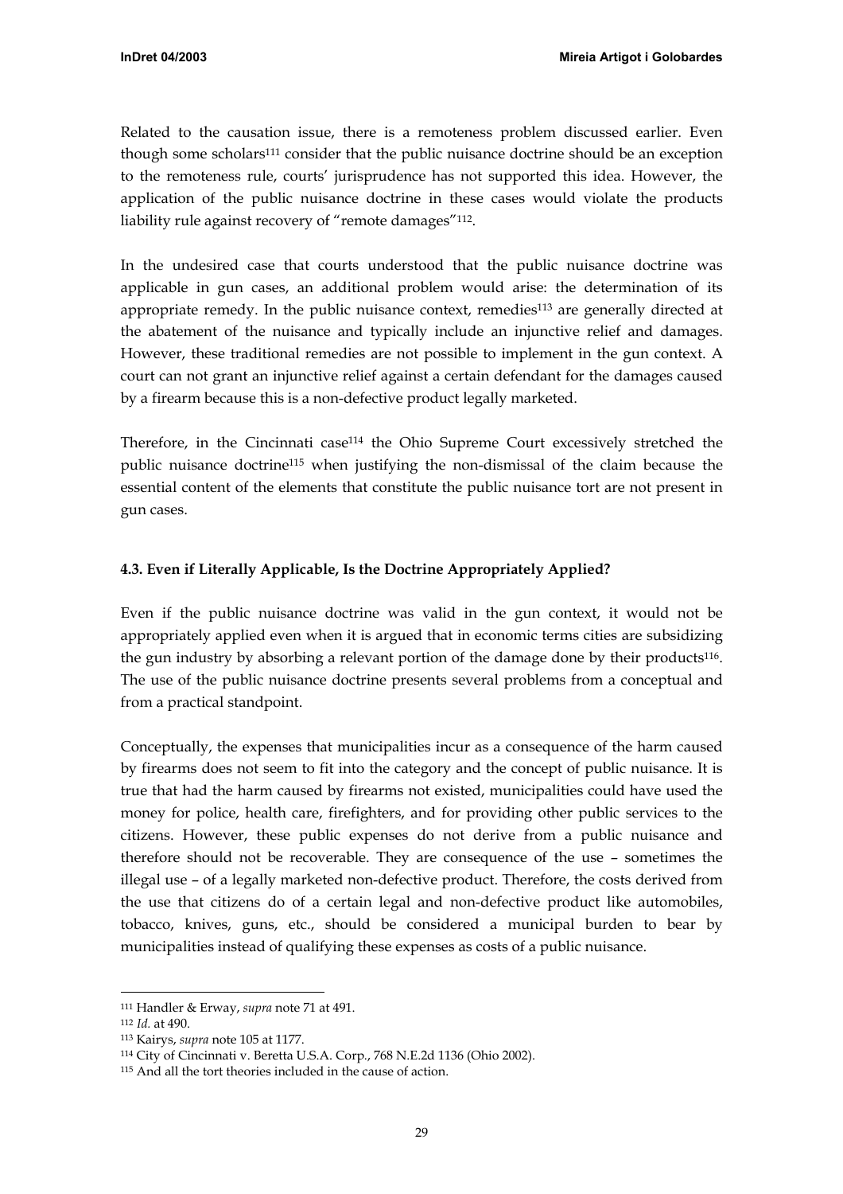Related to the causation issue, there is a remoteness problem discussed earlier. Even though some scholars[111] consider that the public nuisance doctrine should be an exception to the remoteness rule, courts' jurisprudence has not supported this idea. However, the application of the public nuisance doctrine in these cases would violate the products liability rule against recovery of "remote damages"[112].

In the undesired case that courts understood that the public nuisance doctrine was applicable in gun cases, an additional problem would arise: the determination of its appropriate remedy. In the public nuisance context, remedies[113] are generally directed at the abatement of the nuisance and typically include an injunctive relief and damages. However, these traditional remedies are not possible to implement in the gun context. A court can not grant an injunctive relief against a certain defendant for the damages caused by a firearm because this is a non-defective product legally marketed.

Therefore, in the Cincinnati case[114] the Ohio Supreme Court excessively stretched the public nuisance doctrine[115] when justifying the non-dismissal of the claim because the essential content of the elements that constitute the public nuisance tort are not present in gun cases.

#### 4.3. Even if Literally Applicable, Is the Doctrine Appropriately Applied?

Even if the public nuisance doctrine was valid in the gun context, it would not be appropriately applied even when it is argued that in economic terms cities are subsidizing the gun industry by absorbing a relevant portion of the damage done by their products[116]. The use of the public nuisance doctrine presents several problems from a conceptual and from a practical standpoint.

Conceptually, the expenses that municipalities incur as a consequence of the harm caused by firearms does not seem to fit into the category and the concept of public nuisance. It is true that had the harm caused by firearms not existed, municipalities could have used the money for police, health care, firefighters, and for providing other public services to the citizens. However, these public expenses do not derive from a public nuisance and therefore should not be recoverable. They are consequence of the use – sometimes the illegal use – of a legally marketed non-defective product. Therefore, the costs derived from the use that citizens do of a certain legal and non-defective product like automobiles, tobacco, knives, guns, etc., should be considered a municipal burden to bear by municipalities instead of qualifying these expenses as costs of a public nuisance.

---

[111] Handler & Erway, *supra* note 71 at 491.

[112] *Id.* at 490.

[113] Kairys, *supra* note 105 at 1177.

[114] City of Cincinnati v. Beretta U.S.A. Corp., 768 N.E.2d 1136 (Ohio 2002).

[115] And all the tort theories included in the cause of action.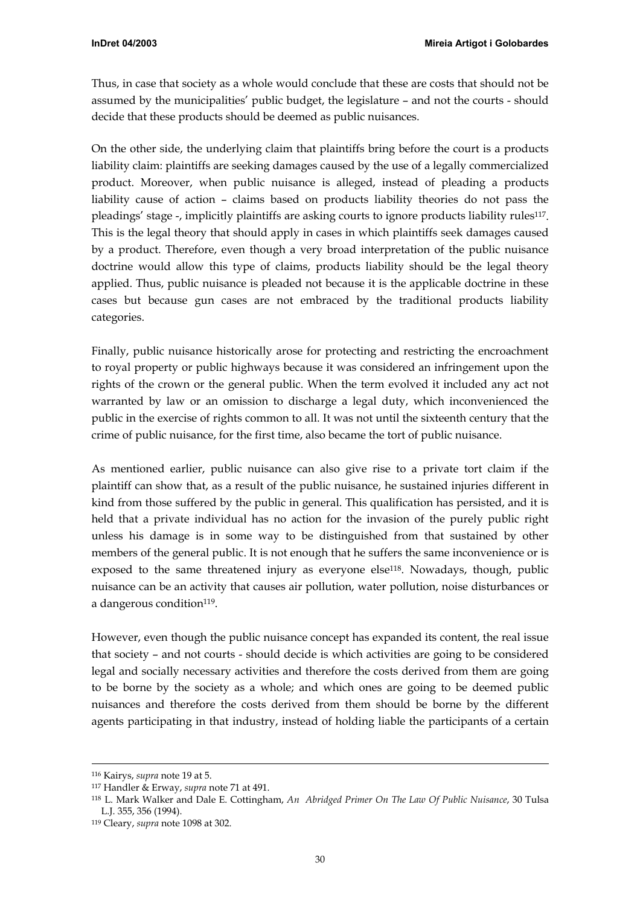Thus, in case that society as a whole would conclude that these are costs that should not be assumed by the municipalities' public budget, the legislature – and not the courts - should decide that these products should be deemed as public nuisances.

On the other side, the underlying claim that plaintiffs bring before the court is a products liability claim: plaintiffs are seeking damages caused by the use of a legally commercialized product. Moreover, when public nuisance is alleged, instead of pleading a products liability cause of action – claims based on products liability theories do not pass the pleadings' stage -, implicitly plaintiffs are asking courts to ignore products liability rules[117]. This is the legal theory that should apply in cases in which plaintiffs seek damages caused by a product. Therefore, even though a very broad interpretation of the public nuisance doctrine would allow this type of claims, products liability should be the legal theory applied. Thus, public nuisance is pleaded not because it is the applicable doctrine in these cases but because gun cases are not embraced by the traditional products liability categories.

Finally, public nuisance historically arose for protecting and restricting the encroachment to royal property or public highways because it was considered an infringement upon the rights of the crown or the general public. When the term evolved it included any act not warranted by law or an omission to discharge a legal duty, which inconvenienced the public in the exercise of rights common to all. It was not until the sixteenth century that the crime of public nuisance, for the first time, also became the tort of public nuisance.

As mentioned earlier, public nuisance can also give rise to a private tort claim if the plaintiff can show that, as a result of the public nuisance, he sustained injuries different in kind from those suffered by the public in general. This qualification has persisted, and it is held that a private individual has no action for the invasion of the purely public right unless his damage is in some way to be distinguished from that sustained by other members of the general public. It is not enough that he suffers the same inconvenience or is exposed to the same threatened injury as everyone else[118]. Nowadays, though, public nuisance can be an activity that causes air pollution, water pollution, noise disturbances or a dangerous condition[119].

However, even though the public nuisance concept has expanded its content, the real issue that society – and not courts - should decide is which activities are going to be considered legal and socially necessary activities and therefore the costs derived from them are going to be borne by the society as a whole; and which ones are going to be deemed public nuisances and therefore the costs derived from them should be borne by the different agents participating in that industry, instead of holding liable the participants of a certain

---

[116] Kairys, *supra* note 19 at 5.

[117] Handler & Erway, *supra* note 71 at 491.

[118] L. Mark Walker and Dale E. Cottingham, *An Abridged Primer On The Law Of Public Nuisance*, 30 Tulsa L.J. 355, 356 (1994).

[119] Cleary, *supra* note 1098 at 302.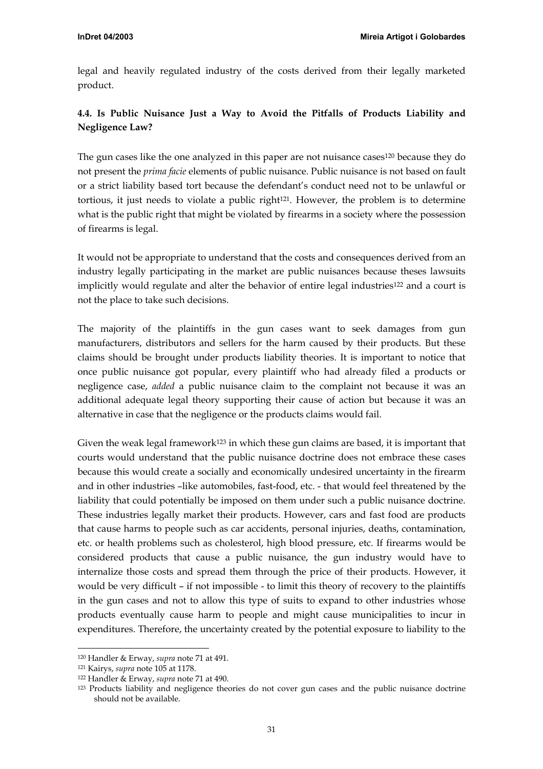legal and heavily regulated industry of the costs derived from their legally marketed product.

### 4.4. Is Public Nuisance Just a Way to Avoid the Pitfalls of Products Liability and Negligence Law?

The gun cases like the one analyzed in this paper are not nuisance cases[120] because they do not present the *prima facie* elements of public nuisance. Public nuisance is not based on fault or a strict liability based tort because the defendant's conduct need not to be unlawful or tortious, it just needs to violate a public right[121]. However, the problem is to determine what is the public right that might be violated by firearms in a society where the possession of firearms is legal.

It would not be appropriate to understand that the costs and consequences derived from an industry legally participating in the market are public nuisances because theses lawsuits implicitly would regulate and alter the behavior of entire legal industries[122] and a court is not the place to take such decisions.

The majority of the plaintiffs in the gun cases want to seek damages from gun manufacturers, distributors and sellers for the harm caused by their products. But these claims should be brought under products liability theories. It is important to notice that once public nuisance got popular, every plaintiff who had already filed a products or negligence case, *added* a public nuisance claim to the complaint not because it was an additional adequate legal theory supporting their cause of action but because it was an alternative in case that the negligence or the products claims would fail.

Given the weak legal framework[123] in which these gun claims are based, it is important that courts would understand that the public nuisance doctrine does not embrace these cases because this would create a socially and economically undesired uncertainty in the firearm and in other industries –like automobiles, fast-food, etc. - that would feel threatened by the liability that could potentially be imposed on them under such a public nuisance doctrine. These industries legally market their products. However, cars and fast food are products that cause harms to people such as car accidents, personal injuries, deaths, contamination, etc. or health problems such as cholesterol, high blood pressure, etc. If firearms would be considered products that cause a public nuisance, the gun industry would have to internalize those costs and spread them through the price of their products. However, it would be very difficult – if not impossible - to limit this theory of recovery to the plaintiffs in the gun cases and not to allow this type of suits to expand to other industries whose products eventually cause harm to people and might cause municipalities to incur in expenditures. Therefore, the uncertainty created by the potential exposure to liability to the

---

[120] Handler & Erway, *supra* note 71 at 491.

[121] Kairys, *supra* note 105 at 1178.

[122] Handler & Erway, *supra* note 71 at 490.

[123] Products liability and negligence theories do not cover gun cases and the public nuisance doctrine should not be available.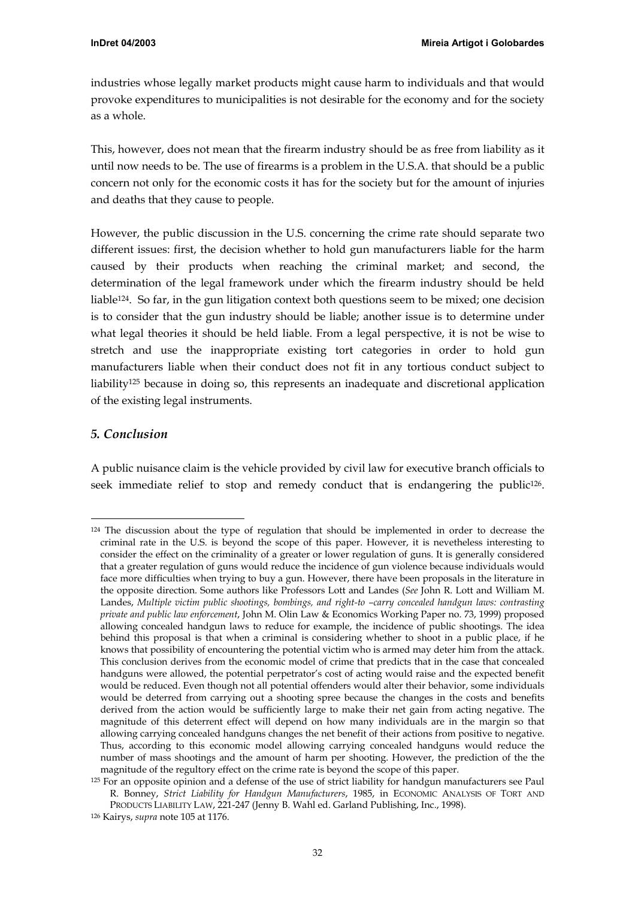industries whose legally market products might cause harm to individuals and that would provoke expenditures to municipalities is not desirable for the economy and for the society as a whole.

This, however, does not mean that the firearm industry should be as free from liability as it until now needs to be. The use of firearms is a problem in the U.S.A. that should be a public concern not only for the economic costs it has for the society but for the amount of injuries and deaths that they cause to people.

However, the public discussion in the U.S. concerning the crime rate should separate two different issues: first, the decision whether to hold gun manufacturers liable for the harm caused by their products when reaching the criminal market; and second, the determination of the legal framework under which the firearm industry should be held liable[124]. So far, in the gun litigation context both questions seem to be mixed; one decision is to consider that the gun industry should be liable; another issue is to determine under what legal theories it should be held liable. From a legal perspective, it is not be wise to stretch and use the inappropriate existing tort categories in order to hold gun manufacturers liable when their conduct does not fit in any tortious conduct subject to liability[125] because in doing so, this represents an inadequate and discretional application of the existing legal instruments.

## *5. Conclusion*

A public nuisance claim is the vehicle provided by civil law for executive branch officials to seek immediate relief to stop and remedy conduct that is endangering the public[126].

---

[124] The discussion about the type of regulation that should be implemented in order to decrease the criminal rate in the U.S. is beyond the scope of this paper. However, it is nevetheless interesting to consider the effect on the criminality of a greater or lower regulation of guns. It is generally considered that a greater regulation of guns would reduce the incidence of gun violence because individuals would face more difficulties when trying to buy a gun. However, there have been proposals in the literature in the opposite direction. Some authors like Professors Lott and Landes (*See* John R. Lott and William M. Landes, *Multiple victim public shootings, bombings, and right-to –carry concealed handgun laws: contrasting private and public law enforcement*, John M. Olin Law & Economics Working Paper no. 73, 1999) proposed allowing concealed handgun laws to reduce for example, the incidence of public shootings. The idea behind this proposal is that when a criminal is considering whether to shoot in a public place, if he knows that possibility of encountering the potential victim who is armed may deter him from the attack. This conclusion derives from the economic model of crime that predicts that in the case that concealed handguns were allowed, the potential perpetrator's cost of acting would raise and the expected benefit would be reduced. Even though not all potential offenders would alter their behavior, some individuals would be deterred from carrying out a shooting spree because the changes in the costs and benefits derived from the action would be sufficiently large to make their net gain from acting negative. The magnitude of this deterrent effect will depend on how many individuals are in the margin so that allowing carrying concealed handguns changes the net benefit of their actions from positive to negative. Thus, according to this economic model allowing carrying concealed handguns would reduce the number of mass shootings and the amount of harm per shooting. However, the prediction of the the magnitude of the regultory effect on the crime rate is beyond the scope of this paper.

[125] For an opposite opinion and a defense of the use of strict liability for handgun manufacturers see Paul R. Bonney, *Strict Liability for Handgun Manufacturers*, 1985, in ECONOMIC ANALYSIS OF TORT AND PRODUCTS LIABILITY LAW, 221-247 (Jenny B. Wahl ed. Garland Publishing, Inc., 1998).

[126] Kairys, *supra* note 105 at 1176.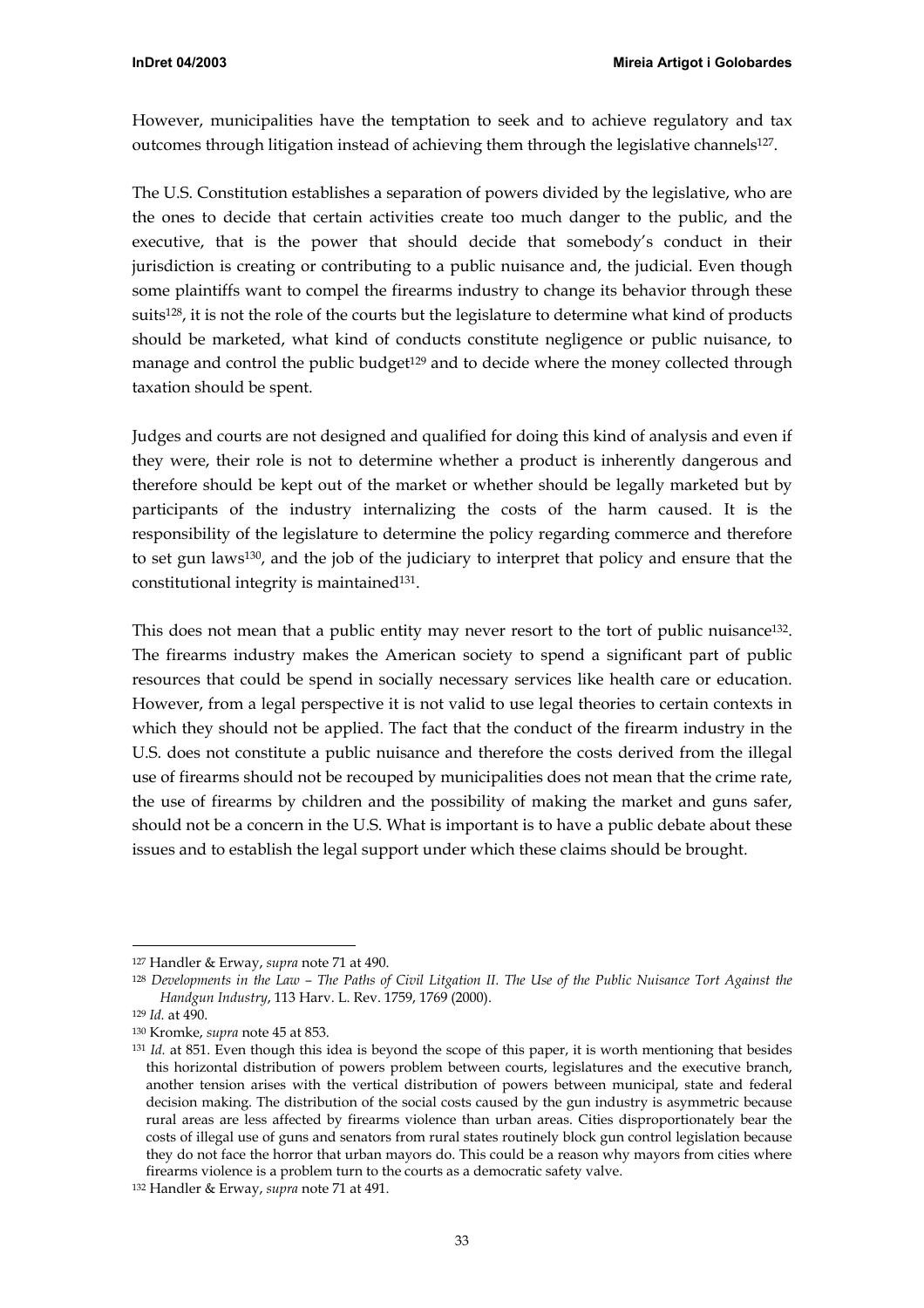However, municipalities have the temptation to seek and to achieve regulatory and tax outcomes through litigation instead of achieving them through the legislative channels[127].

The U.S. Constitution establishes a separation of powers divided by the legislative, who are the ones to decide that certain activities create too much danger to the public, and the executive, that is the power that should decide that somebody's conduct in their jurisdiction is creating or contributing to a public nuisance and, the judicial. Even though some plaintiffs want to compel the firearms industry to change its behavior through these suits[128], it is not the role of the courts but the legislature to determine what kind of products should be marketed, what kind of conducts constitute negligence or public nuisance, to manage and control the public budget[129] and to decide where the money collected through taxation should be spent.

Judges and courts are not designed and qualified for doing this kind of analysis and even if they were, their role is not to determine whether a product is inherently dangerous and therefore should be kept out of the market or whether should be legally marketed but by participants of the industry internalizing the costs of the harm caused. It is the responsibility of the legislature to determine the policy regarding commerce and therefore to set gun laws[130], and the job of the judiciary to interpret that policy and ensure that the constitutional integrity is maintained[131].

This does not mean that a public entity may never resort to the tort of public nuisance[132]. The firearms industry makes the American society to spend a significant part of public resources that could be spend in socially necessary services like health care or education. However, from a legal perspective it is not valid to use legal theories to certain contexts in which they should not be applied. The fact that the conduct of the firearm industry in the U.S. does not constitute a public nuisance and therefore the costs derived from the illegal use of firearms should not be recouped by municipalities does not mean that the crime rate, the use of firearms by children and the possibility of making the market and guns safer, should not be a concern in the U.S. What is important is to have a public debate about these issues and to establish the legal support under which these claims should be brought.

---

[127] Handler & Erway, *supra* note 71 at 490.

[128] *Developments in the Law – The Paths of Civil Litgation II. The Use of the Public Nuisance Tort Against the Handgun Industry*, 113 Harv. L. Rev. 1759, 1769 (2000).

[129] *Id.* at 490.

[130] Kromke, *supra* note 45 at 853.

[131] *Id.* at 851. Even though this idea is beyond the scope of this paper, it is worth mentioning that besides this horizontal distribution of powers problem between courts, legislatures and the executive branch, another tension arises with the vertical distribution of powers between municipal, state and federal decision making. The distribution of the social costs caused by the gun industry is asymmetric because rural areas are less affected by firearms violence than urban areas. Cities disproportionately bear the costs of illegal use of guns and senators from rural states routinely block gun control legislation because they do not face the horror that urban mayors do. This could be a reason why mayors from cities where firearms violence is a problem turn to the courts as a democratic safety valve.

[132] Handler & Erway, *supra* note 71 at 491.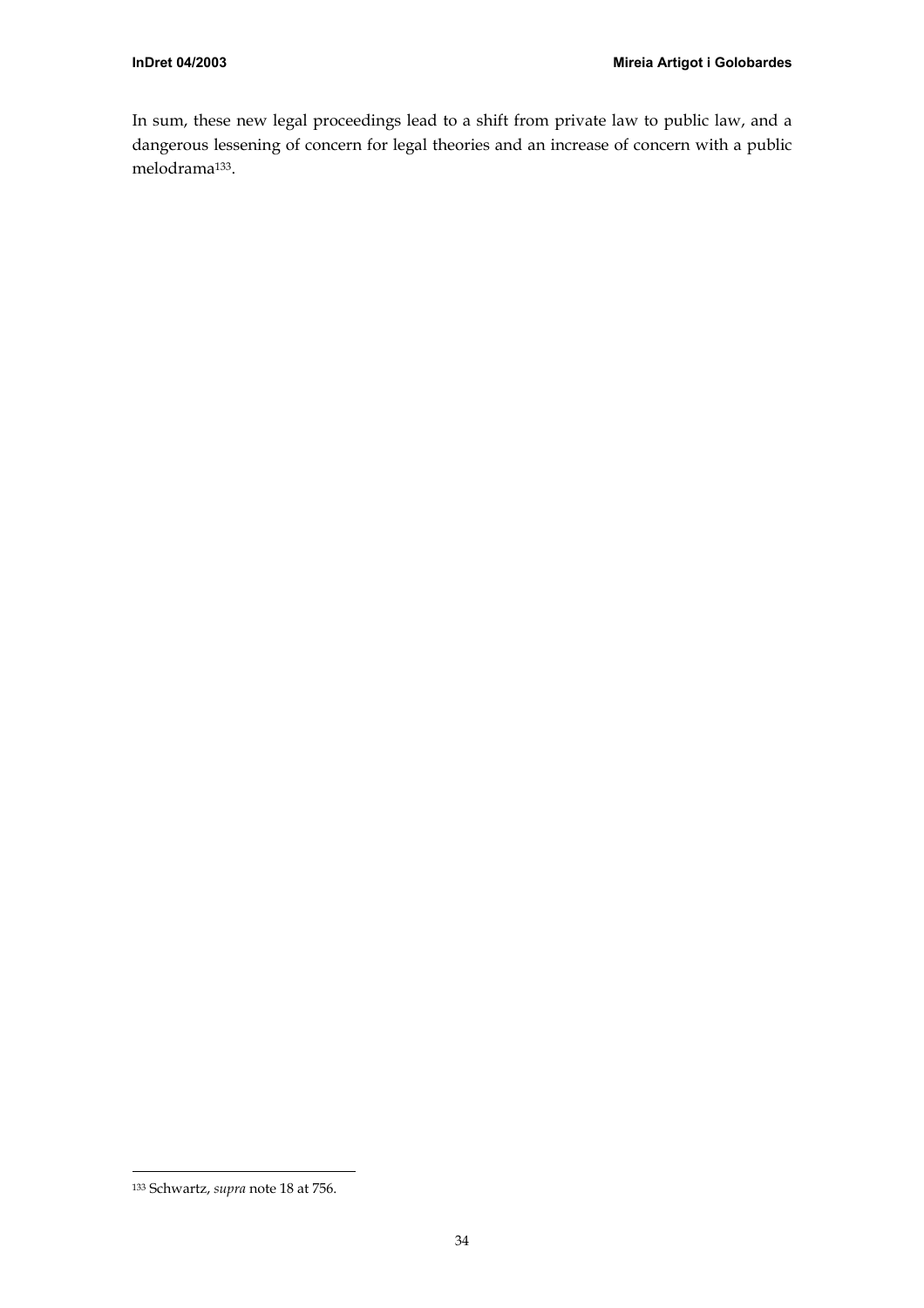In sum, these new legal proceedings lead to a shift from private law to public law, and a dangerous lessening of concern for legal theories and an increase of concern with a public melodrama[133].

[133] Schwartz, *supra* note 18 at 756.